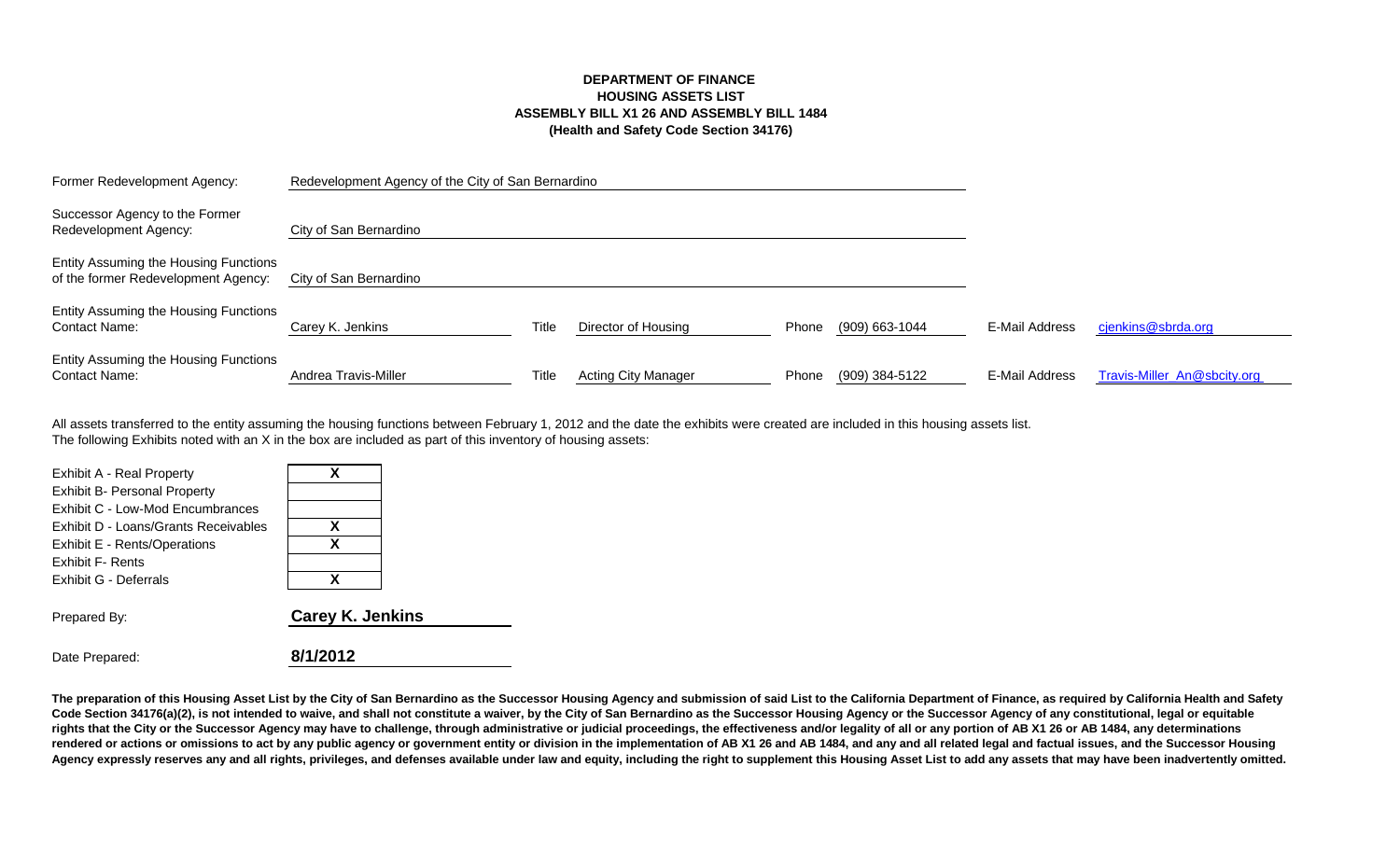**DEPARTMENT OF FINANCE**
**HOUSING ASSETS LIST**
**ASSEMBLY BILL X1 26 AND ASSEMBLY BILL 1484**
**(Health and Safety Code Section 34176)**

| | | | | | | | |
|---|---|---|---|---|---|---|---|
| Former Redevelopment Agency: | Redevelopment Agency of the City of San Bernardino | | | | | | |
| Successor Agency to the Former Redevelopment Agency: | City of San Bernardino | | | | | | |
| Entity Assuming the Housing Functions of the former Redevelopment Agency: | City of San Bernardino | | | | | | |
| Entity Assuming the Housing Functions Contact Name: | Carey K. Jenkins | Title | Director of Housing | Phone | (909) 663-1044 | E-Mail Address | cjenkins@sbrda.org |
| Entity Assuming the Housing Functions Contact Name: | Andrea Travis-Miller | Title | Acting City Manager | Phone | (909) 384-5122 | E-Mail Address | Travis-Miller_An@sbcity.org |

All assets transferred to the entity assuming the housing functions between February 1, 2012 and the date the exhibits were created are included in this housing assets list.
The following Exhibits noted with an X in the box are included as part of this inventory of housing assets:

| Exhibit | Included |
|---|---|
| Exhibit A - Real Property | X |
| Exhibit B- Personal Property | |
| Exhibit C - Low-Mod Encumbrances | |
| Exhibit D - Loans/Grants Receivables | X |
| Exhibit E - Rents/Operations | X |
| Exhibit F- Rents | |
| Exhibit G - Deferrals | X |

Prepared By: **Carey K. Jenkins**

Date Prepared: **8/1/2012**

**The preparation of this Housing Asset List by the City of San Bernardino as the Successor Housing Agency and submission of said List to the California Department of Finance, as required by California Health and Safety Code Section 34176(a)(2), is not intended to waive, and shall not constitute a waiver, by the City of San Bernardino as the Successor Housing Agency or the Successor Agency of any constitutional, legal or equitable rights that the City or the Successor Agency may have to challenge, through administrative or judicial proceedings, the effectiveness and/or legality of all or any portion of AB X1 26 or AB 1484, any determinations rendered or actions or omissions to act by any public agency or government entity or division in the implementation of AB X1 26 and AB 1484, and any and all related legal and factual issues, and the Successor Housing Agency expressly reserves any and all rights, privileges, and defenses available under law and equity, including the right to supplement this Housing Asset List to add any assets that may have been inadvertently omitted.**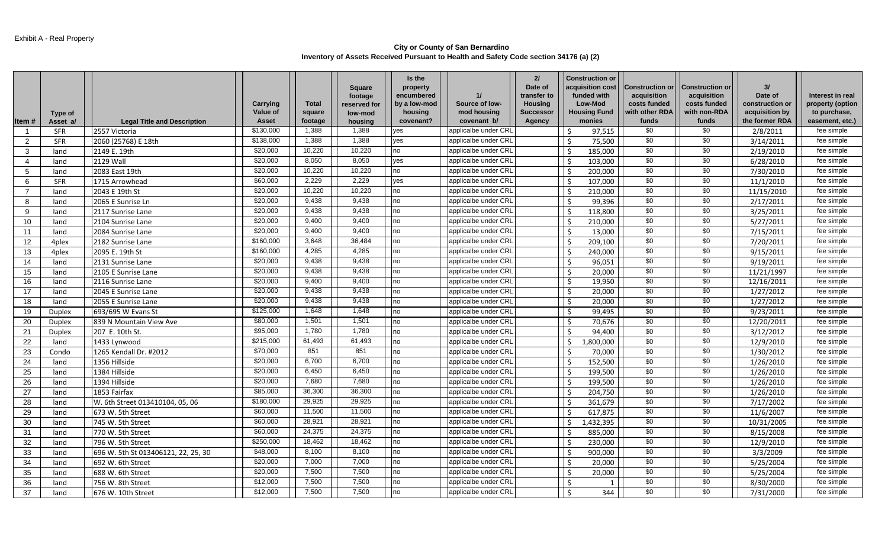Exhibit A - Real Property

**City or County of San Bernardino**
**Inventory of Assets Received Pursuant to Health and Safety Code section 34176 (a) (2)**

| Item # | Type of Asset a/ | Legal Title and Description | Carrying Value of Asset | Total square footage | Square footage reserved for low-mod housing | Is the property encumbered by a low-mod housing covenant? | 1/ Source of low-mod housing covenant b/ | 2/ Date of transfer to Housing Successor Agency | Construction or acquisition cost funded with Low-Mod Housing Fund monies | Construction or acquisition costs funded with other RDA funds | Construction or acquisition costs funded with non-RDA funds | 3/ Date of construction or acquisition by the former RDA | Interest in real property (option to purchase, easement, etc.) |
|---|---|---|---|---|---|---|---|---|---|---|---|---|---|
| 1 | SFR | 2557 Victoria | $130,000 | 1,388 | 1,388 | yes | applicalbe under CRL | | $ 97,515 | $0 | $0 | 2/8/2011 | fee simple |
| 2 | SFR | 2060 (25768) E 18th | $138,000 | 1,388 | 1,388 | yes | applicalbe under CRL | | $ 75,500 | $0 | $0 | 3/14/2011 | fee simple |
| 3 | land | 2149 E. 19th | $20,000 | 10,220 | 10,220 | no | applicalbe under CRL | | $ 185,000 | $0 | $0 | 2/19/2010 | fee simple |
| 4 | land | 2129 Wall | $20,000 | 8,050 | 8,050 | yes | applicalbe under CRL | | $ 103,000 | $0 | $0 | 6/28/2010 | fee simple |
| 5 | land | 2083 East 19th | $20,000 | 10,220 | 10,220 | no | applicalbe under CRL | | $ 200,000 | $0 | $0 | 7/30/2010 | fee simple |
| 6 | SFR | 1715 Arrowhead | $60,000 | 2,229 | 2,229 | yes | applicalbe under CRL | | $ 107,000 | $0 | $0 | 11/1/2010 | fee simple |
| 7 | land | 2043 E 19th St | $20,000 | 10,220 | 10,220 | no | applicalbe under CRL | | $ 210,000 | $0 | $0 | 11/15/2010 | fee simple |
| 8 | land | 2065 E Sunrise Ln | $20,000 | 9,438 | 9,438 | no | applicalbe under CRL | | $ 99,396 | $0 | $0 | 2/17/2011 | fee simple |
| 9 | land | 2117 Sunrise Lane | $20,000 | 9,438 | 9,438 | no | applicalbe under CRL | | $ 118,800 | $0 | $0 | 3/25/2011 | fee simple |
| 10 | land | 2104 Sunrise Lane | $20,000 | 9,400 | 9,400 | no | applicalbe under CRL | | $ 210,000 | $0 | $0 | 5/27/2011 | fee simple |
| 11 | land | 2084 Sunrise Lane | $20,000 | 9,400 | 9,400 | no | applicalbe under CRL | | $ 13,000 | $0 | $0 | 7/15/2011 | fee simple |
| 12 | 4plex | 2182 Sunrise Lane | $160,000 | 3,648 | 36,484 | no | applicalbe under CRL | | $ 209,100 | $0 | $0 | 7/20/2011 | fee simple |
| 13 | 4plex | 2095 E. 19th St | $160,000 | 4,285 | 4,285 | no | applicalbe under CRL | | $ 240,000 | $0 | $0 | 9/15/2011 | fee simple |
| 14 | land | 2131 Sunrise Lane | $20,000 | 9,438 | 9,438 | no | applicalbe under CRL | | $ 96,051 | $0 | $0 | 9/19/2011 | fee simple |
| 15 | land | 2105 E Sunrise Lane | $20,000 | 9,438 | 9,438 | no | applicalbe under CRL | | $ 20,000 | $0 | $0 | 11/21/1997 | fee simple |
| 16 | land | 2116 Sunrise Lane | $20,000 | 9,400 | 9,400 | no | applicalbe under CRL | | $ 19,950 | $0 | $0 | 12/16/2011 | fee simple |
| 17 | land | 2045 E Sunrise Lane | $20,000 | 9,438 | 9,438 | no | applicalbe under CRL | | $ 20,000 | $0 | $0 | 1/27/2012 | fee simple |
| 18 | land | 2055 E Sunrise Lane | $20,000 | 9,438 | 9,438 | no | applicalbe under CRL | | $ 20,000 | $0 | $0 | 1/27/2012 | fee simple |
| 19 | Duplex | 693/695 W Evans St | $125,000 | 1,648 | 1,648 | no | applicalbe under CRL | | $ 99,495 | $0 | $0 | 9/23/2011 | fee simple |
| 20 | Duplex | 839 N Mountain View Ave | $80,000 | 1,501 | 1,501 | no | applicalbe under CRL | | $ 70,676 | $0 | $0 | 12/20/2011 | fee simple |
| 21 | Duplex | 207 E. 10th St. | $95,000 | 1,780 | 1,780 | no | applicalbe under CRL | | $ 94,400 | $0 | $0 | 3/12/2012 | fee simple |
| 22 | land | 1433 Lynwood | $215,000 | 61,493 | 61,493 | no | applicalbe under CRL | | $ 1,800,000 | $0 | $0 | 12/9/2010 | fee simple |
| 23 | Condo | 1265 Kendall Dr. #2012 | $70,000 | 851 | 851 | no | applicalbe under CRL | | $ 70,000 | $0 | $0 | 1/30/2012 | fee simple |
| 24 | land | 1356 Hillside | $20,000 | 6,700 | 6,700 | no | applicalbe under CRL | | $ 152,500 | $0 | $0 | 1/26/2010 | fee simple |
| 25 | land | 1384 Hillside | $20,000 | 6,450 | 6,450 | no | applicalbe under CRL | | $ 199,500 | $0 | $0 | 1/26/2010 | fee simple |
| 26 | land | 1394 Hillside | $20,000 | 7,680 | 7,680 | no | applicalbe under CRL | | $ 199,500 | $0 | $0 | 1/26/2010 | fee simple |
| 27 | land | 1853 Fairfax | $85,000 | 36,300 | 36,300 | no | applicalbe under CRL | | $ 204,750 | $0 | $0 | 1/26/2010 | fee simple |
| 28 | land | W. 6th Street 013410104, 05, 06 | $180,000 | 29,925 | 29,925 | no | applicalbe under CRL | | $ 361,679 | $0 | $0 | 7/17/2002 | fee simple |
| 29 | land | 673 W. 5th Street | $60,000 | 11,500 | 11,500 | no | applicalbe under CRL | | $ 617,875 | $0 | $0 | 11/6/2007 | fee simple |
| 30 | land | 745 W. 5th Street | $60,000 | 28,921 | 28,921 | no | applicalbe under CRL | | $ 1,432,395 | $0 | $0 | 10/31/2005 | fee simple |
| 31 | land | 770 W. 5th Street | $60,000 | 24,375 | 24,375 | no | applicalbe under CRL | | $ 885,000 | $0 | $0 | 8/15/2008 | fee simple |
| 32 | land | 796 W. 5th Street | $250,000 | 18,462 | 18,462 | no | applicalbe under CRL | | $ 230,000 | $0 | $0 | 12/9/2010 | fee simple |
| 33 | land | 696 W. 5th St 013406121, 22, 25, 30 | $48,000 | 8,100 | 8,100 | no | applicalbe under CRL | | $ 900,000 | $0 | $0 | 3/3/2009 | fee simple |
| 34 | land | 692 W. 6th Street | $20,000 | 7,000 | 7,000 | no | applicalbe under CRL | | $ 20,000 | $0 | $0 | 5/25/2004 | fee simple |
| 35 | land | 688 W. 6th Street | $20,000 | 7,500 | 7,500 | no | applicalbe under CRL | | $ 20,000 | $0 | $0 | 5/25/2004 | fee simple |
| 36 | land | 756 W. 8th Street | $12,000 | 7,500 | 7,500 | no | applicalbe under CRL | | $ 1 | $0 | $0 | 8/30/2000 | fee simple |
| 37 | land | 676 W. 10th Street | $12,000 | 7,500 | 7,500 | no | applicalbe under CRL | | $ 344 | $0 | $0 | 7/31/2000 | fee simple |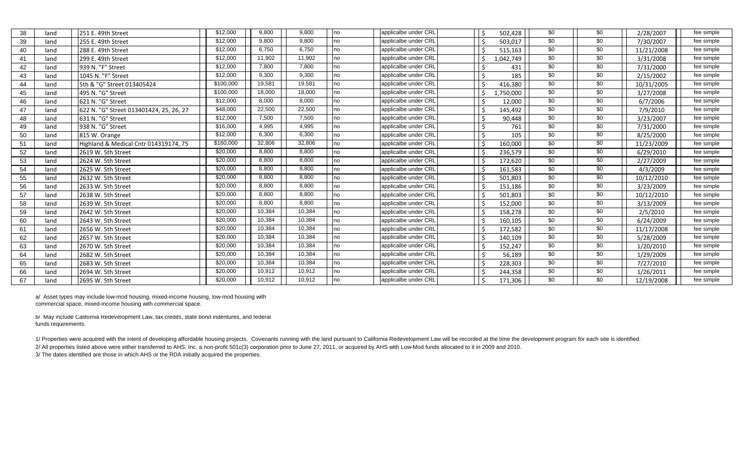| | | | | | | | | | | | | |
|---|---|---|---|---|---|---|---|---|---|---|---|---|
| 38 | land | 251 E. 49th Street | $12,000 | 9,800 | 9,800 | no | applicalbe under CRL | $ 502,428 | $0 | $0 | 2/28/2007 | fee simple |
| 39 | land | 255 E. 49th Street | $12,000 | 9,800 | 9,800 | no | applicalbe under CRL | $ 503,017 | $0 | $0 | 7/30/2007 | fee simple |
| 40 | land | 288 E. 49th Street | $12,000 | 6,750 | 6,750 | no | applicalbe under CRL | $ 515,163 | $0 | $0 | 11/21/2008 | fee simple |
| 41 | land | 299 E. 49th Street | $12,000 | 11,902 | 11,902 | no | applicalbe under CRL | $ 1,042,749 | $0 | $0 | 3/31/2008 | fee simple |
| 42 | land | 939 N. "F" Street | $12,000 | 7,800 | 7,800 | no | applicalbe under CRL | $ 431 | $0 | $0 | 7/31/2000 | fee simple |
| 43 | land | 1045 N. "F" Street | $12,000 | 9,300 | 9,300 | no | applicalbe under CRL | $ 185 | $0 | $0 | 2/15/2002 | fee simple |
| 44 | land | 5th & "G" Street 013405424 | $100,000 | 19,581 | 19,581 | no | applicalbe under CRL | $ 416,380 | $0 | $0 | 10/31/2005 | fee simple |
| 45 | land | 495 N. "G" Street | $100,000 | 18,000 | 18,000 | no | applicalbe under CRL | $ 1,750,000 | $0 | $0 | 3/27/2008 | fee simple |
| 46 | land | 621 N. "G" Street | $12,000 | 8,000 | 8,000 | no | applicalbe under CRL | $ 12,000 | $0 | $0 | 6/7/2006 | fee simple |
| 47 | land | 622 N. "G" Street 013401424, 25, 26, 27 | $48,000 | 22,500 | 22,500 | no | applicalbe under CRL | $ 145,492 | $0 | $0 | 7/9/2010 | fee simple |
| 48 | land | 631 N. "G" Street | $12,000 | 7,500 | 7,500 | no | applicalbe under CRL | $ 90,448 | $0 | $0 | 3/23/2007 | fee simple |
| 49 | land | 938 N. "G" Street | $16,000 | 4,995 | 4,995 | no | applicalbe under CRL | $ 761 | $0 | $0 | 7/31/2000 | fee simple |
| 50 | land | 815 W. Orange | $12,000 | 6,300 | 6,300 | no | applicalbe under CRL | $ 105 | $0 | $0 | 8/25/2000 | fee simple |
| 51 | land | Highland & Medical Cntr 014319174, 75 | $160,000 | 32,806 | 32,806 | no | applicalbe under CRL | $ 160,000 | $0 | $0 | 11/23/2009 | fee simple |
| 52 | land | 2619 W. 5th Street | $20,000 | 8,800 | 8,800 | no | applicalbe under CRL | $ 236,579 | $0 | $0 | 6/29/2010 | fee simple |
| 53 | land | 2624 W. 5th Street | $20,000 | 8,800 | 8,800 | no | applicalbe under CRL | $ 172,620 | $0 | $0 | 2/27/2009 | fee simple |
| 54 | land | 2625 W. 5th Street | $20,000 | 8,800 | 8,800 | no | applicalbe under CRL | $ 161,583 | $0 | $0 | 4/3/2009 | fee simple |
| 55 | land | 2632 W. 5th Street | $20,000 | 8,800 | 8,800 | no | applicalbe under CRL | $ 501,803 | $0 | $0 | 10/12/2010 | fee simple |
| 56 | land | 2633 W. 5th Street | $20,000 | 8,800 | 8,800 | no | applicalbe under CRL | $ 151,186 | $0 | $0 | 3/23/2009 | fee simple |
| 57 | land | 2638 W. 5th Street | $20,000 | 8,800 | 8,800 | no | applicalbe under CRL | $ 501,803 | $0 | $0 | 10/12/2010 | fee simple |
| 58 | land | 2639 W. 5th Street | $20,000 | 8,800 | 8,800 | no | applicalbe under CRL | $ 152,000 | $0 | $0 | 3/13/2009 | fee simple |
| 59 | land | 2642 W. 5th Street | $20,000 | 10,384 | 10,384 | no | applicalbe under CRL | $ 158,278 | $0 | $0 | 2/5/2010 | fee simple |
| 60 | land | 2643 W. 5th Street | $20,000 | 10,384 | 10,384 | no | applicalbe under CRL | $ 160,105 | $0 | $0 | 6/24/2009 | fee simple |
| 61 | land | 2656 W. 5th Street | $20,000 | 10,384 | 10,384 | no | applicalbe under CRL | $ 172,582 | $0 | $0 | 11/17/2008 | fee simple |
| 62 | land | 2657 W. 5th Street | $20,000 | 10,384 | 10,384 | no | applicalbe under CRL | $ 140,109 | $0 | $0 | 5/28/2009 | fee simple |
| 63 | land | 2670 W. 5th Street | $20,000 | 10,384 | 10,384 | no | applicalbe under CRL | $ 152,247 | $0 | $0 | 1/20/2010 | fee simple |
| 64 | land | 2682 W. 5th Street | $20,000 | 10,384 | 10,384 | no | applicalbe under CRL | $ 56,189 | $0 | $0 | 1/29/2009 | fee simple |
| 65 | land | 2683 W. 5th Street | $20,000 | 10,384 | 10,384 | no | applicalbe under CRL | $ 228,303 | $0 | $0 | 7/27/2010 | fee simple |
| 66 | land | 2694 W. 5th Street | $20,000 | 10,912 | 10,912 | no | applicalbe under CRL | $ 244,358 | $0 | $0 | 1/26/2011 | fee simple |
| 67 | land | 2695 W. 5th Street | $20,000 | 10,912 | 10,912 | no | applicalbe under CRL | $ 171,306 | $0 | $0 | 12/19/2008 | fee simple |

a/ Asset types may include low-mod housing, mixed-income housing, low-mod housing with commercial space, mixed-income housing with commercial space.

b/ May include California Redevelopment Law, tax credits, state bond indentures, and federal funds requirements.

1/ Properties were acquired with the intent of developing affordable housing projects. Covenants running with the land pursuant to California Redevelopment Law will be recorded at the time the development program for each site is identified.

2/ All properties listed above were either transferred to AHS, Inc. a non-profit 501c(3) corporation prior to June 27, 2011, or acquired by AHS with Low-Mod funds allocated to it in 2009 and 2010.

3/ The dates identified are those in which AHS or the RDA initially acquired the properties.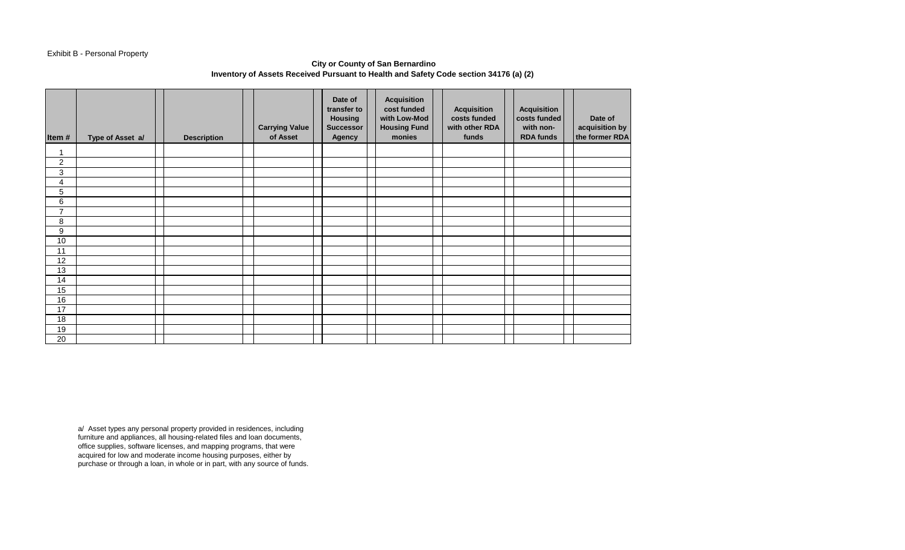Exhibit B - Personal Property

**City or County of San Bernardino**
**Inventory of Assets Received Pursuant to Health and Safety Code section 34176 (a) (2)**

| Item # | Type of Asset a/ | Description | Carrying Value of Asset | Date of transfer to Housing Successor Agency | Acquisition cost funded with Low-Mod Housing Fund monies | Acquisition costs funded with other RDA funds | Acquisition costs funded with non-RDA funds | Date of acquisition by the former RDA |
|---|---|---|---|---|---|---|---|---|
| 1 | | | | | | | | |
| 2 | | | | | | | | |
| 3 | | | | | | | | |
| 4 | | | | | | | | |
| 5 | | | | | | | | |
| 6 | | | | | | | | |
| 7 | | | | | | | | |
| 8 | | | | | | | | |
| 9 | | | | | | | | |
| 10 | | | | | | | | |
| 11 | | | | | | | | |
| 12 | | | | | | | | |
| 13 | | | | | | | | |
| 14 | | | | | | | | |
| 15 | | | | | | | | |
| 16 | | | | | | | | |
| 17 | | | | | | | | |
| 18 | | | | | | | | |
| 19 | | | | | | | | |
| 20 | | | | | | | | |

a/ Asset types any personal property provided in residences, including furniture and appliances, all housing-related files and loan documents, office supplies, software licenses, and mapping programs, that were acquired for low and moderate income housing purposes, either by purchase or through a loan, in whole or in part, with any source of funds.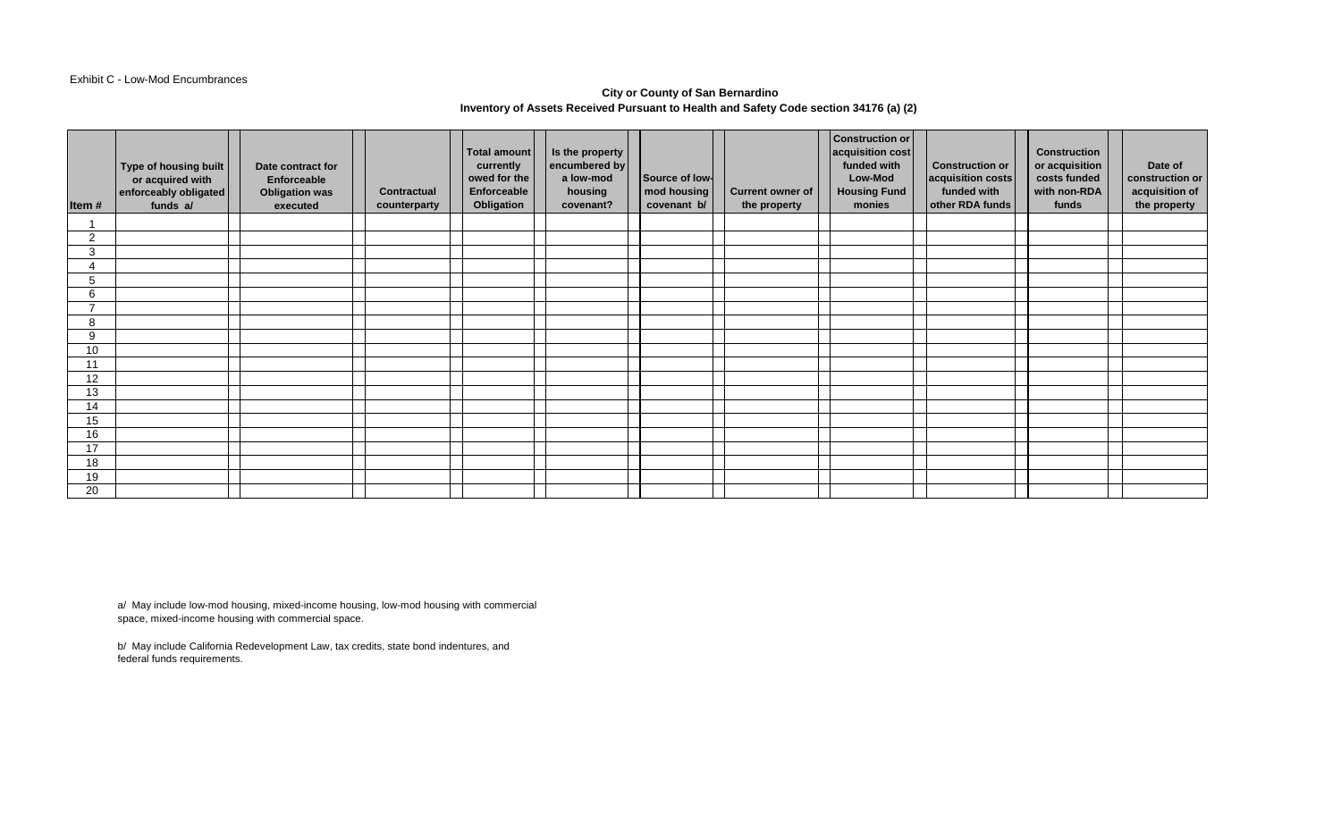Exhibit C - Low-Mod Encumbrances

**City or County of San Bernardino**
**Inventory of Assets Received Pursuant to Health and Safety Code section 34176 (a) (2)**

| Item # | Type of housing built or acquired with enforceably obligated funds a/ | Date contract for Enforceable Obligation was executed | Contractual counterparty | Total amount currently owed for the Enforceable Obligation | Is the property encumbered by a low-mod housing covenant? | Source of low-mod housing covenant b/ | Current owner of the property | Construction or acquisition cost funded with Low-Mod Housing Fund monies | Construction or acquisition costs funded with other RDA funds | Construction or acquisition costs funded with non-RDA funds | Date of construction or acquisition of the property |
|---|---|---|---|---|---|---|---|---|---|---|---|
| 1 | | | | | | | | | | | |
| 2 | | | | | | | | | | | |
| 3 | | | | | | | | | | | |
| 4 | | | | | | | | | | | |
| 5 | | | | | | | | | | | |
| 6 | | | | | | | | | | | |
| 7 | | | | | | | | | | | |
| 8 | | | | | | | | | | | |
| 9 | | | | | | | | | | | |
| 10 | | | | | | | | | | | |
| 11 | | | | | | | | | | | |
| 12 | | | | | | | | | | | |
| 13 | | | | | | | | | | | |
| 14 | | | | | | | | | | | |
| 15 | | | | | | | | | | | |
| 16 | | | | | | | | | | | |
| 17 | | | | | | | | | | | |
| 18 | | | | | | | | | | | |
| 19 | | | | | | | | | | | |
| 20 | | | | | | | | | | | |

a/ May include low-mod housing, mixed-income housing, low-mod housing with commercial space, mixed-income housing with commercial space.

b/ May include California Redevelopment Law, tax credits, state bond indentures, and federal funds requirements.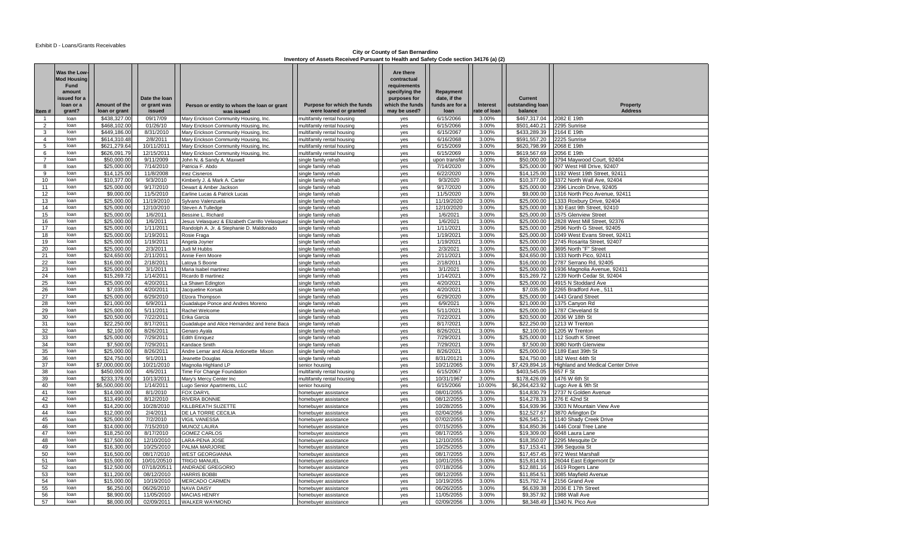Exhibit D - Loans/Grants Receivables

**City or County of San Bernardino**
**Inventory of Assets Received Pursuant to Health and Safety Code section 34176 (a) (2)**

| Item # | Was the Low-Mod Housing Fund amount issued for a loan or a grant? | Amount of the loan or grant | Date the loan or grant was issued | Person or entity to whom the loan or grant was issued | Purpose for which the funds were loaned or granted | Are there contractual requirements specifying the purposes for which the funds may be used? | Repayment date, if the funds are for a loan | Interest rate of loan | Current outstanding loan balance | Property Address |
|---|---|---|---|---|---|---|---|---|---|---|
| 1 | loan | $438,327.00 | 09/17/09 | Mary Erickson Community Housing, Inc. | multifamily rental housing | yes | 6/15/2066 | 3.00% | $467,317.04 | 2082 E 19th |
| 2 | loan | $468,102.00 | 01/26/10 | Mary Erickson Community Housing, Inc. | multifamily rental housing | yes | 6/15/2066 | 3.00% | $501,440.21 | 2295 Sunrise |
| 3 | loan | $449,186.00 | 8/31/2010 | Mary Erickson Community Housing, Inc. | multifamily rental housing | yes | 6/15/2067 | 3.00% | $433,289.39 | 2164 E 19th |
| 4 | loan | $614,310.48 | 2/8/2011 | Mary Erickson Community Housing, Inc. | multifamily rental housing | yes | 6/16/2068 | 3.00% | $591,557.20 | 2225 Sunrise |
| 5 | loan | $621,279.64 | 10/11/2011 | Mary Erickson Community Housing, Inc. | multifamily rental housing | yes | 6/15/2069 | 3.00% | $620,798.99 | 2068 E 19th |
| 6 | loan | $626,091.79 | 12/15/2011 | Mary Erickson Community Housing, Inc. | multifamily rental housing | yes | 6/15/2069 | 3.00% | $619,567.69 | 2056 E 19th |
| 7 | loan | $50,000.00 | 9/11/2009 | John N. & Sandy A. Maxwell | single family rehab | yes | upon transfer | 3.00% | $50,000.00 | 3794 Maywood Court, 92404 |
| 8 | loan | $25,000.00 | 7/14/2010 | Patricia F. Abdo | single family rehab | yes | 7/14/2020 | 3.00% | $25,000.00 | 907 West Hill Drive, 92407 |
| 9 | loan | $14,125.00 | 11/8/2008 | Inez Cisneros | single family rehab | yes | 6/22/2020 | 3.00% | $14,125.00 | 1192 West 19th Street, 92411 |
| 10 | loan | $10,377.00 | 9/3/2010 | Kimberly J. & Mark A. Carter | single family rehab | yes | 9/3/2020 | 3.00% | $10,377.00 | 3372 North Wall Ave, 92404 |
| 11 | loan | $25,000.00 | 9/17/2010 | Dewart & Amber Jackson | single family rehab | yes | 9/17/2020 | 3.00% | $25,000.00 | 2396 Lincoln Drive, 92405 |
| 12 | loan | $9,000.00 | 11/5/2010 | Earline Lucas & Patrick Lucas | single family rehab | yes | 11/5/2020 | 3.00% | $9,000.00 | 1316 North Pico Avenue, 92411 |
| 13 | loan | $25,000.00 | 11/19/2010 | Sylvano Valenzuela | single family rehab | yes | 11/19/2020 | 3.00% | $25,000.00 | 1333 Roxbury Drive, 92404 |
| 14 | loan | $25,000.00 | 12/10/2010 | Steven A Tulledge | single family rehab | yes | 12/10/2020 | 3.00% | $25,000.00 | 130 East 9th Street, 92410 |
| 15 | loan | $25,000.00 | 1/6/2011 | Bessine L. Richard | single family rehab | yes | 1/6/2021 | 3.00% | $25,000.00 | 1575 Glenview Street |
| 16 | loan | $25,000.00 | 1/6/2011 | Jesus Velasquez & Elizabeth Carrillo Velasquez | single family rehab | yes | 1/6/2021 | 3.00% | $25,000.00 | 2828 West Mill Street, 92376 |
| 17 | loan | $25,000.00 | 1/11/2011 | Randolph A. Jr. & Stephanie D. Maldonado | single family rehab | yes | 1/11/2021 | 3.00% | $25,000.00 | 2596 North G Street, 92405 |
| 18 | loan | $25,000.00 | 1/19/2011 | Rosie Fraga | single family rehab | yes | 1/19/2021 | 3.00% | $25,000.00 | 1049 West Evans Street, 92411 |
| 19 | loan | $25,000.00 | 1/19/2011 | Angela Joyner | single family rehab | yes | 1/19/2021 | 3.00% | $25,000.00 | 2745 Rosarita Street, 92407 |
| 20 | loan | $25,000.00 | 2/3/2011 | Judi M Hubbs | single family rehab | yes | 2/3/2021 | 3.00% | $25,000.00 | 3695 North "F" Street |
| 21 | loan | $24,650.00 | 2/11/2011 | Annie Fern Moore | single family rehab | yes | 2/11/2021 | 3.00% | $24,650.00 | 1333 North Pico, 92411 |
| 22 | loan | $16,000.00 | 2/18/2011 | Latoya S Boone | single family rehab | yes | 2/18/2011 | 3.00% | $16,000.00 | 2787 Serrano Rd, 92405 |
| 23 | loan | $25,000.00 | 3/1/2011 | Maria Isabel martinez | single family rehab | yes | 3/1/2021 | 3.00% | $25,000.00 | 1936 Magnolia Avenue, 92411 |
| 24 | loan | $15,269.72 | 1/14/2011 | Ricardo B martinez | single family rehab | yes | 1/14/2021 | 3.00% | $15,269.72 | 1239 North Cedar St, 92404 |
| 25 | loan | $25,000.00 | 4/20/2011 | La Shawn Edington | single family rehab | yes | 4/20/2021 | 3.00% | $25,000.00 | 4915 N Stoddard Ave |
| 26 | loan | $7,035.00 | 4/20/2011 | Jacqueline Korsak | single family rehab | yes | 4/20/2021 | 3.00% | $7,035.00 | 2265 Bradford Ave., 511 |
| 27 | loan | $25,000.00 | 6/29/2010 | Elzora Thompson | single family rehab | yes | 6/29/2020 | 3.00% | $25,000.00 | 1443 Grand Street |
| 28 | loan | $21,000.00 | 6/9/2011 | Guadalupe Ponce and Andres Moreno | single family rehab | yes | 6/9/2021 | 3.00% | $21,000.00 | 1375 Canyon Rd |
| 29 | loan | $25,000.00 | 5/11/2011 | Rachel Welcome | single family rehab | yes | 5/11/2021 | 3.00% | $25,000.00 | 1787 Cleveland St |
| 30 | loan | $20,500.00 | 7/22/2011 | Erika Garcia | single family rehab | yes | 7/22/2021 | 3.00% | $20,500.00 | 2036 W 18th St |
| 31 | loan | $22,250.00 | 8/17/2011 | Guadalupe and Alice Hernandez and Irene Baca | single family rehab | yes | 8/17/2021 | 3.00% | $22,250.00 | 1213 W Trenton |
| 32 | loan | $2,100.00 | 8/26/2011 | Genaro Ayala | single family rehab | yes | 8/26/2021 | 3.00% | $2,100.00 | 1205 W Trenton |
| 33 | loan | $25,000.00 | 7/29/2011 | Edith Enriquez | single family rehab | yes | 7/29/2021 | 3.00% | $25,000.00 | 112 South K Street |
| 34 | loan | $7,500.00 | 7/29/2011 | Kandace Smith | single family rehab | yes | 7/29/2021 | 3.00% | $7,500.00 | 3080 North Glenview |
| 35 | loan | $25,000.00 | 8/26/2011 | Andre Lemar and Alicia Antionette Mixon | single family rehab | yes | 8/26/2021 | 3.00% | $25,000.00 | 1189 East 39th St |
| 36 | loan | $24,750.00 | 9/1/2011 | Jeanette Douglas | single family rehab | yes | 8/31/20121 | 3.00% | $24,750.00 | 182 West 44th St |
| 37 | loan | $7,000,000.00 | 10/21/2010 | Magnolia Highland LP | senior housing | yes | 10/21/2065 | 3.00% | $7,429,894.16 | Highland and Medical Center Drive |
| 38 | loan | $450,000.00 | 4/6/2011 | Time For Change Foundation | multifamily rental housing | yes | 6/15/2067 | 3.00% | $403,545.05 | 657 F St |
| 39 | loan | $233,378.00 | 10/13/2011 | Mary's Mercy Center Inc | multifamily rental housing | yes | 10/31/1967 | 3.00% | $178,426.09 | 1476 W 6th St |
| 40 | loan | $6,500,000.00 | 1/14/2011 | Lugo Senior Apartments, LLC | senior housing | yes | 6/15/2066 | 10.00% | $6,264,423.92 | Lugo Ave & 9th St |
| 41 | loan | $14,000.00 | 8/1/2010 | FOX DARYL | homebuyer assistance | yes | 08/01/2055 | 3.00% | $14,830.79 | 2737 N Golden Avenue |
| 42 | loan | $13,490.00 | 8/12/2010 | RIVERA BONNIE | homebuyer assistance | yes | 08/12/2055 | 3.00% | $14,278.33 | 276 E 42nd St |
| 43 | loan | $14,200.00 | 10/28/2010 | KILLBREATH SUZETTE | homebuyer assistance | yes | 10/28/2055 | 3.00% | $14,939.96 | 3303 N Mountain View Ave |
| 44 | loan | $12,000.00 | 2/4/2011 | DE LA TORRE CECILIA | homebuyer assistance | yes | 02/04/2056 | 3.00% | $12,527.67 | 3870 Arlington Dr |
| 45 | loan | $25,000.00 | 7/2/2010 | VIGIL VANESSA | homebuyer assistance | yes | 07/02/2055 | 3.00% | $26,545.21 | 1140 Shady Creek Drive |
| 46 | loan | $14,000.00 | 7/15/2010 | MUNOZ LAURA | homebuyer assistance | yes | 07/15/2055 | 3.00% | $14,850.36 | 1446 Coral Tree Lane |
| 47 | loan | $18,250.00 | 8/17/2010 | GOMEZ CARLOS | homebuyer assistance | yes | 08/17/2055 | 3.00% | $19,309.00 | 6048 Laura Lane |
| 48 | loan | $17,500.00 | 12/10/2010 | LARA-PENA JOSE | homebuyer assistance | yes | 12/10/2055 | 3.00% | $18,350.07 | 2295 Mesquite Dr |
| 49 | loan | $16,300.00 | 10/25/2010 | PALMA MARJORIE | homebuyer assistance | yes | 10/25/2055 | 3.00% | $17,153.41 | 396 Sequoia St |
| 50 | loan | $16,500.00 | 08/17/2010 | WEST GEORGIANNA | homebuyer assistance | yes | 08/17/2055 | 3.00% | $17,457.45 | 972 West Marshall |
| 51 | loan | $15,000.00 | 10/01/20510 | TRIGO MANUEL | homebuyer assistance | yes | 10/01/2055 | 3.00% | $15,814.93 | 26044 East Edgemont Dr |
| 52 | loan | $12,500.00 | 07/18/20511 | ANDRADE GREGORIO | homebuyer assistance | yes | 07/18/2056 | 3.00% | $12,881.16 | 1619 Rogers Lane |
| 53 | loan | $11,200.00 | 08/12/2010 | HARRIS BOBBI | homebuyer assistance | yes | 08/12/2055 | 3.00% | $11,854.51 | 3085 Mayfield Avenue |
| 54 | loan | $15,000.00 | 10/19/2010 | MERCADO CARMEN | homebuyer assistance | yes | 10/19/2055 | 3.00% | $15,792.74 | 2156 Grand Ave |
| 55 | loan | $6,250.00 | 06/26/2010 | NAVA DAISY | homebuyer assistance | yes | 06/26/2055 | 3.00% | $6,639.38 | 2036 E 17th Street |
| 56 | loan | $8,900.00 | 11/05/2010 | MACIAS HENRY | homebuyer assistance | yes | 11/05/2055 | 3.00% | $9,357.92 | 1988 Wall Ave |
| 57 | loan | $8,000.00 | 02/09/2011 | WALKER WAYMOND | homebuyer assistance | yes | 02/09/2056 | 3.00% | $8,348.49 | 1340 N. Pico Ave |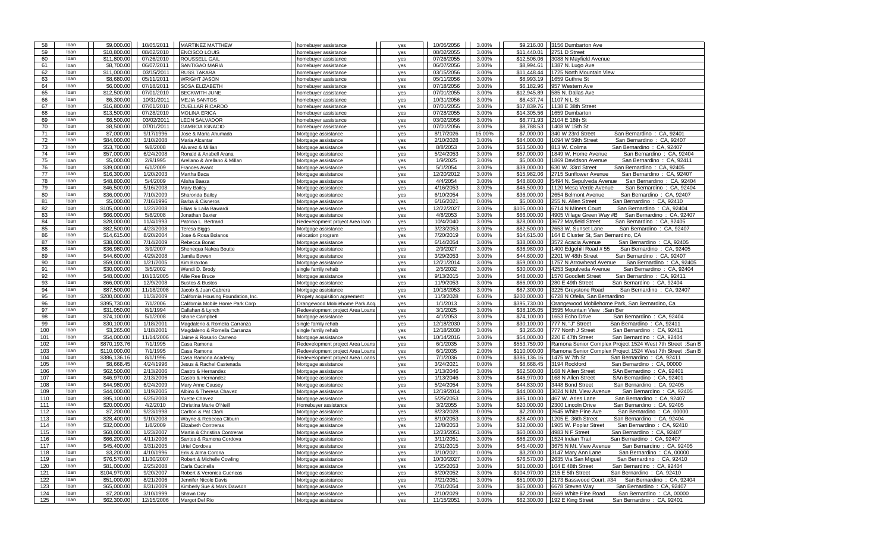| 58 | loan | $9,000.00 | 10/05/2011 | MARTINEZ MATTHEW | homebuyer assistance | yes | 10/05/2056 | 3.00% | $9,216.00 | 3156 Dumbarton Ave |
|---|---|---|---|---|---|---|---|---|---|---|
| 59 | loan | $10,800.00 | 08/02/2010 | ENCISCO LOUIS | homebuyer assistance | yes | 08/02/2055 | 3.00% | $11,440.01 | 2751 D Street |
| 60 | loan | $11,800.00 | 07/26/2010 | ROUSSELL GAIL | homebuyer assistance | yes | 07/26/2055 | 3.00% | $12,506.06 | 3088 N Mayfield Avenue |
| 61 | loan | $8,700.00 | 06/07/2011 | SANTIGAO MARIA | homebuyer assistance | yes | 06/07/2056 | 3.00% | $8,994.61 | 1387 N. Lugo Ave |
| 62 | loan | $11,000.00 | 03/15/2011 | RUSS TAKARA | homebuyer assistance | yes | 03/15/2056 | 3.00% | $11,448.44 | 1725 North Mountain View |
| 63 | loan | $8,680.00 | 05/11/2011 | WRIGHT JASON | homebuyer assistance | yes | 05/11/2056 | 3.00% | $8,993.19 | 1659 Guthrie St |
| 64 | loan | $6,000.00 | 07/18/2011 | SOSA ELIZABETH | homebuyer assistance | yes | 07/18/2056 | 3.00% | $6,182.96 | 957 Western Ave |
| 65 | loan | $12,500.00 | 07/01/2010 | BECKWITH JUNE | homebuyer assistance | yes | 07/01/2055 | 3.00% | $12,945.89 | 585 N. Dallas Ave |
| 66 | loan | $6,300.00 | 10/31/2011 | MEJIA SANTOS | homebuyer assistance | yes | 10/31/2056 | 3.00% | $6,437.74 | 1107 N L St |
| 67 | loan | $16,800.00 | 07/01/2010 | CUELLAR RICARDO | homebuyer assistance | yes | 07/01/2055 | 3.00% | $17,839.76 | 1138 E 38th Street |
| 68 | loan | $13,500.00 | 07/28/2010 | MOLINA ERICA | homebuyer assistance | yes | 07/28/2055 | 3.00% | $14,305.56 | 1659 Dumbarton |
| 69 | loan | $6,500.00 | 03/02/2011 | LEON SALVADOR | homebuyer assistance | yes | 03/02/2056 | 3.00% | $6,771.93 | 2104 E 18th St |
| 70 | loan | $8,500.00 | 07/01/2011 | GAMBOA IGNACIO | homebuyer assistance | yes | 07/01/2056 | 3.00% | $8,788.53 | 1408 W 15th St |
| 71 | loan | $7,000.00 | 9/17/1996 | Jose & Maria Ahumada | Mortgage assistance | yes | 8/17/2026 | 15.00% | $7,000.00 | 340 W 23rd Street San Bernardino : CA, 92401 |
| 72 | loan | $84,000.00 | 3/10/2008 | Maria Alcantar | Mortgage assistance | yes | 2/10/2028 | 3.00% | $84,000.00 | 1094 W 59th Street San Bernardino : CA, 92407 |
| 73 | loan | $53,700.00 | 9/8/2008 | Alvarez & Millian | Mortgage assistance | yes | 8/8/2053 | 3.00% | $53,500.00 | 813 W. Colima San Bernardino : CA, 92407 |
| 74 | loan | $57,000.00 | 6/24/2008 | Ronald & Anabell Arana | Mortgage assistance | yes | 5/24/2053 | 3.00% | $57,000.00 | 1849 W. Home Avenue San Bernardino : CA, 92404 |
| 75 | loan | $5,000.00 | 2/9/1995 | Arellano & Arellano & Millan | Mortgage assistance | yes | 1/9/2025 | 3.00% | $5,000.00 | 1869 Davidson Avenue San Bernardino : CA, 92411 |
| 76 | loan | $39,000.00 | 6/1/2009 | Frances Avant | Mortgage assistance | yes | 5/1/2054 | 3.00% | $39,000.00 | 630 W. 33rd Street San Bernardino : CA, 92405 |
| 77 | loan | $16,300.00 | 1/20/2003 | Martha Baca | Mortgage assistance | yes | 12/20/2012 | 3.00% | $15,982.06 | 2715 Sunflower Avenue San Bernardino : CA, 92407 |
| 78 | loan | $48,800.00 | 5/4/2009 | Alisha Baeza | Mortgage assistance | yes | 4/4/2054 | 3.00% | $48,800.00 | 5494 N. Sepulveda Avenue San Bernardino : CA, 92404 |
| 79 | loan | $46,500.00 | 5/16/2008 | Mary Bailey | Mortgage assistance | yes | 4/16/2053 | 3.00% | $46,500.00 | 1120 Mesa Verde Avenue San Bernardino : CA, 92404 |
| 80 | loan | $36,000.00 | 7/10/2009 | Sharonda Bailey | Mortgage assistance | yes | 6/10/2054 | 3.00% | $36,000.00 | 2654 Belmont Avenue San Bernardino : CA, 92407 |
| 81 | loan | $5,000.00 | 7/16/1996 | Barba & Cisneros | Mortgage assistance | yes | 6/16/2021 | 0.00% | $5,000.00 | 255 N. Allen Street San Bernardino : CA, 92410 |
| 82 | loan | $105,000.00 | 1/22/2008 | Ellias & Laila Bawardi | Mortgage assistance | yes | 12/22/2027 | 3.00% | $105,000.00 | 6714 N Miners Court San Bernardino : CA, 92404 |
| 83 | loan | $66,000.00 | 5/8/2008 | Jonathan Baxter | Mortgage assistance | yes | 4/8/2053 | 3.00% | $66,000.00 | 4905 Village Green Way #B San Bernardino : CA, 92407 |
| 84 | loan | $28,000.00 | 11/4/1993 | Patricia L. Bertrand | Redevelopment project Area loan | yes | 10/4/2040 | 3.00% | $28,000.00 | 3672 Mayfield Street San Bernardino : CA, 92405 |
| 85 | loan | $82,500.00 | 4/23/2008 | Teresa Biggs | Mortgage assistance | yes | 3/23/2053 | 3.00% | $82,500.00 | 2653 W. Sunset Lane San Bernardino : CA, 92407 |
| 86 | loan | $14,615.00 | 8/20/2004 | Jose & Rosa Bolanos | relocation program | yes | 7/20/2019 | 0.00% | $14,615.00 | 164 E Cluster St, San Bernardino, CA |
| 87 | loan | $38,000.00 | 7/14/2009 | Rebecca Bonat | Mortgage assistance | yes | 6/14/2054 | 3.00% | $38,000.00 | 3572 Acacia Avenue San Bernardino : CA, 92405 |
| 88 | loan | $36,980.00 | 3/9/2007 | Shenequa Nakea Boutte | Mortgage assistance | yes | 2/9/2027 | 3.00% | $36,980.00 | 1400 Edgehill Road # 55 San Bernardino : CA, 92405 |
| 89 | loan | $44,600.00 | 4/29/2008 | Jamila Bowen | Mortgage assistance | yes | 3/29/2053 | 3.00% | $44,600.00 | 2201 W 48th Street San Bernardino : CA, 92407 |
| 90 | loan | $59,000.00 | 1/21/2005 | Kim Braxton | Mortgage assistance | yes | 12/21/2014 | 3.00% | $59,000.00 | 1757 N Arrowhead Avenue San Bernardino : CA, 92405 |
| 91 | loan | $30,000.00 | 3/5/2002 | Wendi D. Brody | single family rehab | yes | 2/5/2032 | 3.00% | $30,000.00 | 4253 Sepulveda Avenue San Bernardino : CA, 92404 |
| 92 | loan | $48,000.00 | 10/13/2005 | Allie Ree Bruce | Mortgage assistance | yes | 9/13/2015 | 3.00% | $48,000.00 | 1570 Goodlett Street San Bernardino : CA, 92411 |
| 93 | loan | $66,000.00 | 12/9/2008 | Bustos & Bustos | Mortgage assistance | yes | 11/9/2053 | 3.00% | $66,000.00 | 280 E 49th Street San Bernardino : CA, 92404 |
| 94 | loan | $87,500.00 | 11/18/2008 | Jacob & Juan Cabrera | Mortgage assistance | yes | 10/18/2053 | 3.00% | $87,300.00 | 3225 Greystone Road San Bernardino : CA, 92407 |
| 95 | loan | $200,000.00 | 11/3/2009 | California Housing Foundation, Inc. | Propety acquisition agreement | yes | 11/3/2028 | 6.00% | $200,000.00 | 6728 N Ofelia, San Bernardino |
| 96 | loan | $395,730.00 | 7/1/2006 | California Mobile Home Park Corp | Orangewood Mobilehome Park Acq. | yes | 1/1/2013 | 3.00% | $395,730.00 | Orangewood Mobilehome Park, San Bernardino, Ca |
| 97 | loan | $31,050.00 | 8/1/1994 | Callahan & Lynch | Redevelopment project Area Loans | yes | 3/1/2025 | 3.00% | $38,105.05 | 3595 Mountain View :San Ber |
| 98 | loan | $74,100.00 | 5/1/2008 | Shane Campbell | Mortgage assistance | yes | 4/1/2053 | 3.00% | $74,100.00 | 1653 Echo Drive San Bernardino : CA, 92404 |
| 99 | loan | $30,100.00 | 1/18/2001 | Magdaleno & Romelia Carranza | single family rehab | yes | 12/18/2030 | 3.00% | $30,100.00 | 777 N. "J" Street San Bernardino : CA, 92411 |
| 100 | loan | $3,265.00 | 1/18/2001 | Magdaleno & Romeila Carranza | single family rehab | yes | 12/18/2030 | 3.00% | $3,265.00 | 777 North J Street San Bernardino : CA, 92411 |
| 101 | loan | $54,000.00 | 11/14/2006 | Jaime & Rosario Carreno | Mortgage assistance | yes | 10/14/2016 | 3.00% | $54,000.00 | 220 E 47th Street San Bernardino : CA, 92404 |
| 102 | loan | $870,193.76 | 7/1/1995 | Casa Ramona | Redevelopment project Area Loans | yes | 6/1/2035 | 3.00% | $553,759.00 | Ramona Senior Complex Project 1524 West 7th Street :San B |
| 103 | loan | $110,000.00 | 7/1/1995 | Casa Ramona | Redevelopment project Area Loans | yes | 6/1/2035 | 2.00% | $110,000.00 | Ramona Senior Complex Project 1524 West 7th Street :San B |
| 104 | loan | $386,136.16 | 8/1/1996 | Casa Ramona Academy | Redevelopment project Area Loans | yes | 7/1/2036 | 0.00% | $386,136.16 | 1475 W 7th St San Bernardino : CA, 92411 |
| 105 | loan | $8,668.45 | 4/24/1996 | Jesus & Rachel Castenada | Mortgage assistance | yes | 3/24/2021 | 0.00% | $8,668.45 | 3194 Rockford San Bernardino : CA, 00000 |
| 106 | loan | $62,500.00 | 2/13/2006 | Castro & Hernandez | Mortgage assistance | yes | 1/13/2046 | 3.00% | $62,500.00 | 168 N Allen Street SAn Bernardino : CA, 92401 |
| 107 | loan | $46,970.00 | 2/13/2006 | Castro & Hernandez | Mortgage assistance | yes | 1/13/2046 | 3.00% | $46,970.00 | 168 N Allen Street SAn Bernardino : CA, 92401 |
| 108 | loan | $44,980.00 | 6/24/2009 | Mary Anne Causey | Mortgage assistance | yes | 5/24/2054 | 3.00% | $44,830.00 | 3448 Bond Street San Bernardino : CA, 92405 |
| 109 | loan | $44,000.00 | 1/19/2005 | Albino & Theresa Chavez | Mortgage assistance | yes | 12/19/2014 | 3.00% | $44,000.00 | 3024 N Mt. View Avenue San Bernardino : CA, 92405 |
| 110 | loan | $95,100.00 | 6/25/2008 | Yvette Chavez | Mortgage assistance | yes | 5/25/2053 | 3.00% | $95,100.00 | 467 W. Aries Lane San Bernardino : CA, 92407 |
| 111 | loan | $20,000.00 | 4/2/2010 | Christina Marie O'Neill | Homebuyer assistance | yes | 3/2/2055 | 3.00% | $20,000.00 | 2300 Lincoln Drive San Bernardino : CA, 92405 |
| 112 | loan | $7,200.00 | 9/23/1998 | Carlton & Pat Clark | Mortgage assistance | yes | 8/23/2028 | 0.00% | $7,200.00 | 2645 White Pine Ave San Bernardino : CA, 00000 |
| 113 | loan | $28,400.00 | 9/10/2008 | Wayne & Rebecca Cliburn | Mortgage assistance | yes | 8/10/2053 | 3.00% | $28,400.00 | 1205 E. 36th Street San Bernardino : CA, 92404 |
| 114 | loan | $32,000.00 | 1/8/2009 | Elizabeth Contreras | Mortgage assistance | yes | 12/8/2053 | 3.00% | $32,000.00 | 1905 W. Poplar Street San Bernardino : CA, 92410 |
| 115 | loan | $60,000.00 | 1/23/2007 | Martin & Christina Contreras | Mortgage assistance | yes | 12/23/2051 | 3.00% | $60,000.00 | 4983 N F Street San Bernardino : CA, 92407 |
| 116 | loan | $66,200.00 | 4/11/2006 | Santos & Ramona Cordova | Mortgage assistance | yes | 3/11/2051 | 3.00% | $66,200.00 | 1524 Indian Trail San Bernardino : CA, 92407 |
| 117 | loan | $45,400.00 | 3/31/2005 | Uriel Cordova | Mortgage assistance | yes | 2/31/2015 | 3.00% | $45,400.00 | 3675 N Mt. View Avenue San Bernardino : CA, 92405 |
| 118 | loan | $3,200.00 | 4/10/1996 | Erik & Alma Corona | Mortgage assistance | yes | 3/10/2021 | 0.00% | $3,200.00 | 3147 Mary Ann Lane San Bernardino : CA, 00000 |
| 119 | loan | $76,570.00 | 11/30/2007 | Robert & Michelle Cowling | Mortgage assistance | yes | 10/30/2027 | 3.00% | $76,570.00 | 2635 Via San Miguel San Bernardino : CA, 92410 |
| 120 | loan | $81,000.00 | 2/25/2008 | Carla Cucinella | Mortgage assistance | yes | 1/25/2053 | 3.00% | $81,000.00 | 104 E 48th Street San Bernardino : CA, 92404 |
| 121 | loan | $104,970.00 | 9/20/2007 | Robert & Veronica Cuencas | Mortgage assistance | yes | 8/20/2052 | 3.00% | $104,970.00 | 215 E 5th Street San Bernardino : CA, 92410 |
| 122 | loan | $51,000.00 | 8/21/2006 | Jennifer Nicole Davis | Mortgage assistance | yes | 7/21/2051 | 3.00% | $51,000.00 | 2173 Basswood Court, #34 San Bernardino : CA, 92404 |
| 123 | loan | $65,000.00 | 8/31/2009 | Kimberly Sue & Mark Dawson | Mortgage assistance | yes | 7/31/2054 | 3.00% | $65,000.00 | 6678 Steven Way San Bernardino : CA, 92407 |
| 124 | loan | $7,200.00 | 3/10/1999 | Shawn Day | Mortgage assistance | yes | 2/10/2029 | 0.00% | $7,200.00 | 2669 White Pine Road San Bernardino : CA, 00000 |
| 125 | loan | $62,300.00 | 12/15/2006 | Margot Del Rio | Mortgage assistance | yes | 11/15/2051 | 3.00% | $62,300.00 | 192 E King Street San Bernardino : CA, 92401 |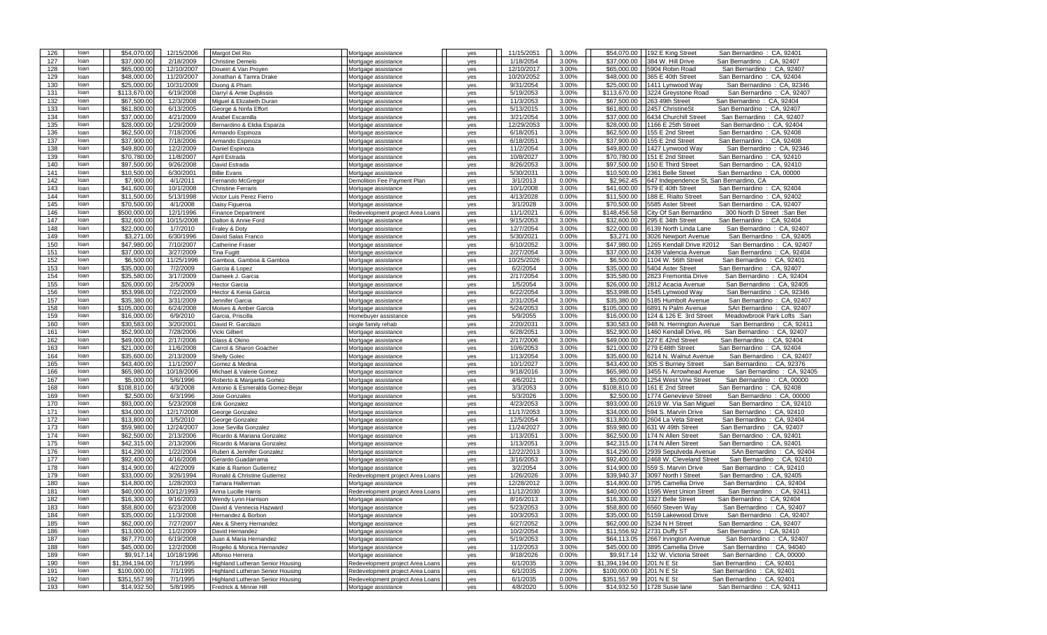| 126 | loan | $54,070.00 | 12/15/2006 | Margot Del Rio | Mortgage assistance | yes | 11/15/2051 | 3.00% | $54,070.00 | 192 E King Street | San Bernardino : CA, 92401 |
|---|---|---|---|---|---|---|---|---|---|---|---|
| 127 | loan | $37,000.00 | 2/18/2009 | Christine Demelo | Mortgage assistance | yes | 1/18/2054 | 3.00% | $37,000.00 | 384 W. Hill Drive | San Bernardino : CA, 92407 |
| 128 | loan | $65,000.00 | 12/10/2007 | Doueiri & Van Proyen | Mortgage assistance | yes | 12/10/2017 | 3.00% | $65,000.00 | 5904 Robin Road | San Bernardino : CA, 92407 |
| 129 | loan | $48,000.00 | 11/20/2007 | Jonathan & Tamra Drake | Mortgage assistance | yes | 10/20/2052 | 3.00% | $48,000.00 | 365 E 40th Street | San Bernardino : CA, 92404 |
| 130 | loan | $25,000.00 | 10/31/2009 | Duong & Pham | Mortgage assistance | yes | 9/31/2054 | 3.00% | $25,000.00 | 1411 Lynwood Way | San Bernardino : CA, 92346 |
| 131 | loan | $113,670.00 | 6/19/2008 | Darryl & Amie Duplissis | Mortgage assistance | yes | 5/19/2053 | 3.00% | $113,670.00 | 3224 Greystone Road | San Bernardino : CA, 92407 |
| 132 | loan | $67,500.00 | 12/3/2008 | Miguel & Elizabeth Duran | Mortgage assistance | yes | 11/3/2053 | 3.00% | $67,500.00 | 263 49th Street | San Bernardino : CA, 92404 |
| 133 | loan | $61,800.00 | 6/13/2005 | George & Ninfa Effort | Mortgage assistance | yes | 5/13/2015 | 3.00% | $61,800.00 | 2457 ChristineSt | San Bernardino : CA, 92407 |
| 134 | loan | $37,000.00 | 4/21/2009 | Anabel Escamilla | Mortgage assistance | yes | 3/21/2054 | 3.00% | $37,000.00 | 6434 Churchill Street | San Bernardino : CA, 92407 |
| 135 | loan | $28,000.00 | 1/29/2009 | Bernardino & Elidia Esparza | Mortgage assistance | yes | 12/29/2053 | 3.00% | $28,000.00 | 1166 E 25th Street | San Bernardino : CA, 92404 |
| 136 | loan | $62,500.00 | 7/18/2006 | Armando Espinoza | Mortgage assistance | yes | 6/18/2051 | 3.00% | $62,500.00 | 155 E 2nd Street | San Bernardino : CA, 92408 |
| 137 | loan | $37,900.00 | 7/18/2006 | Armando Espinoza | Mortgage assistance | yes | 6/18/2051 | 3.00% | $37,900.00 | 155 E 2nd Street | San Bernardino : CA, 92408 |
| 138 | loan | $49,800.00 | 12/2/2009 | Daniel Espinoza | Mortgage assistance | yes | 11/2/2054 | 3.00% | $49,800.00 | 1427 Lynwood Way | San Bernardino : CA, 92346 |
| 139 | loan | $70,780.00 | 11/8/2007 | April Estrada | Mortgage assistance | yes | 10/8/2027 | 3.00% | $70,780.00 | 151 E 2nd Street | San Bernardino : CA, 92410 |
| 140 | loan | $97,500.00 | 9/26/2008 | David Estrada | Mortgage assistance | yes | 8/26/2053 | 3.00% | $97,500.00 | 150 E Third Street | San Bernardino : CA, 92410 |
| 141 | loan | $10,500.00 | 6/30/2001 | Billie Evans | Mortgage assistance | yes | 5/30/2031 | 3.00% | $10,500.00 | 2361 Belle Street | San Bernardino : CA, 00000 |
| 142 | loan | $7,900.00 | 4/1/2011 | Fernando McGregor | Demolition Fee Payment Plan | yes | 3/1/2013 | 0.00% | $2,962.45 | 647 Independence St, San Bernardino, CA | |
| 143 | loan | $41,600.00 | 10/1/2008 | Christine Ferraris | Mortgage assistance | yes | 10/1/2008 | 3.00% | $41,600.00 | 579 E 40th Street | San Bernardino : CA, 92404 |
| 144 | loan | $11,500.00 | 5/13/1998 | Victor Luis Perez Fierro | Mortgage assistance | yes | 4/13/2028 | 0.00% | $11,500.00 | 188 E. Rialto Street | San Bernardino : CA, 92402 |
| 145 | loan | $70,500.00 | 4/1/2008 | Daisy Figueroa | Mortgage assistance | yes | 3/1/2028 | 3.00% | $70,500.00 | 5585 Aster Street | San Bernardino : CA, 92407 |
| 146 | loan | $500,000.00 | 12/1/1996 | Finance Department | Redevelopment project Area Loans | yes | 11/1/2021 | 6.00% | $148,456.58 | City Of San Bernardino | 300 North D Street :San Ber |
| 147 | loan | $32,600.00 | 10/15/2008 | Dalton & Annie Ford | Mortgage assistance | yes | 9/15/2053 | 3.00% | $32,600.00 | 295 E 34th Street | San Bernardino : CA, 92404 |
| 148 | loan | $22,000.00 | 1/7/2010 | Fraley & Doty | Mortgage assistance | yes | 12/7/2054 | 3.00% | $22,000.00 | 6139 North Linda Lane | San Bernardino : CA, 92407 |
| 149 | loan | $3,271.00 | 6/30/1996 | David Salas Franco | Mortgage assistance | yes | 5/30/2021 | 0.00% | $3,271.00 | 3026 Newport Avenue | San Bernardino : CA, 92405 |
| 150 | loan | $47,980.00 | 7/10/2007 | Catherine Fraser | Mortgage assistance | yes | 6/10/2052 | 3.00% | $47,980.00 | 1265 Kendall Drive #2012 | San Bernardino : CA, 92407 |
| 151 | loan | $37,000.00 | 3/27/2009 | Tina Fugitt | Mortgage assistance | yes | 2/27/2054 | 3.00% | $37,000.00 | 2439 Valencia Avenue | San Bernardino : CA, 92404 |
| 152 | loan | $6,500.00 | 11/25/1996 | Gamboa, Gamboa & Gamboa | Mortgage assistance | yes | 10/25/2026 | 0.00% | $6,500.00 | 1104 W. 56th Street | San Bernardino : CA, 92401 |
| 153 | loan | $35,000.00 | 7/2/2009 | Garcia & Lopez | Mortgage assistance | yes | 6/2/2054 | 3.00% | $35,000.00 | 5404 Aster Street | San Bernardino : CA, 92407 |
| 154 | loan | $35,580.00 | 3/17/2009 | Dameek J. Garcia | Mortgage assistance | yes | 2/17/2054 | 3.00% | $35,580.00 | 2823 Fremontia Drive | San Bernardino : CA, 92404 |
| 155 | loan | $26,000.00 | 2/5/2009 | Hector Garcia | Mortgage assistance | yes | 1/5/2054 | 3.00% | $26,000.00 | 2812 Acacia Avenue | San Bernardino : CA, 92405 |
| 156 | loan | $53,998.00 | 7/22/2009 | Hector & Kenia Garcia | Mortgage assistance | yes | 6/22/2054 | 3.00% | $53,998.00 | 1545 Lynwood Way | San Bernardino : CA, 92346 |
| 157 | loan | $35,380.00 | 3/31/2009 | Jennifer Garcia | Mortgage assistance | yes | 2/31/2054 | 3.00% | $35,380.00 | 5185 Humbolt Avenue | San Bernardino : CA, 92407 |
| 158 | loan | $105,000.00 | 6/24/2008 | Moises & Amber Garcia | Mortgage assistance | yes | 5/24/2053 | 3.00% | $105,000.00 | 6891 N Palm Avenue | SAn Bernardino : CA, 92407 |
| 159 | loan | $16,000.00 | 6/9/2010 | Garcia, Priscilla | Homebuyer assistance | yes | 5/9/2055 | 3.00% | $16,000.00 | 124 & 126 E. 3rd Street | Meadowbrook Park Lofts :San |
| 160 | loan | $30,583.00 | 3/20/2001 | David R. Garcilazo | single family rehab | yes | 2/20/2031 | 3.00% | $30,583.00 | 948 N. Herrington Avenue | San Bernardino : CA, 92411 |
| 161 | loan | $52,900.00 | 7/28/2006 | Vicki Gilbert | Mortgage assistance | yes | 6/28/2051 | 3.00% | $52,900.00 | 1460 Kendall Drive, #6 | San Bernardino : CA, 92407 |
| 162 | loan | $49,000.00 | 2/17/2006 | Glass & Okino | Mortgage assistance | yes | 2/17/2006 | 3.00% | $49,000.00 | 227 E 42nd Street | San Bernardino : CA, 92404 |
| 163 | loan | $21,000.00 | 11/6/2008 | Carrol & Sharon Goacher | Mortgage assistance | yes | 10/6/2053 | 3.00% | $21,000.00 | 279 E48th Street | San Bernardino : CA, 92404 |
| 164 | loan | $35,600.00 | 2/13/2009 | Shelly Golec | Mortgage assistance | yes | 1/13/2054 | 3.00% | $35,600.00 | 6214 N. Walnut Avenue | San Bernardino : CA, 92407 |
| 165 | loan | $43,400.00 | 11/1/2007 | Gomez & Medina | Mortgage assistance | yes | 10/1/2027 | 3.00% | $43,400.00 | 305 S Burney Street | San Bernardino : CA, 92376 |
| 166 | loan | $65,980.00 | 10/18/2006 | Michael & Valerie Gomez | Mortgage assistance | yes | 9/18/2016 | 3.00% | $65,980.00 | 3455 N. Arrowhead Avenue | San Bernardino : CA, 92405 |
| 167 | loan | $5,000.00 | 5/6/1996 | Roberto & Margarita Gomez | Mortgage assistance | yes | 4/6/2021 | 0.00% | $5,000.00 | 1254 West Vine Street | San Bernardino : CA, 00000 |
| 168 | loan | $108,810.00 | 4/3/2008 | Antonio & Esmeralda Gomez-Bejar | Mortgage assistance | yes | 3/3/2053 | 3.00% | $108,810.00 | 161 E 2nd Street | San Bernardino : CA, 92408 |
| 169 | loan | $2,500.00 | 6/3/1996 | Jose Gonzales | Mortgage assistance | yes | 5/3/2026 | 3.00% | $2,500.00 | 1774 Genevieve Street | San Bernardino : CA, 00000 |
| 170 | loan | $93,000.00 | 5/23/2008 | Erik Gonzalez | Mortgage assistance | yes | 4/23/2053 | 3.00% | $93,000.00 | 2619 W. Via San Miguel | San Bernardino : CA, 92410 |
| 171 | loan | $34,000.00 | 12/17/2008 | George Gonzalez | Mortgage assistance | yes | 11/17/2053 | 3.00% | $34,000.00 | 594 S. Marvin Drive | San Bernardino : CA, 92410 |
| 172 | loan | $13,800.00 | 1/5/2010 | George Gonzalez | Mortgage assistance | yes | 12/5/2054 | 3.00% | $13,800.00 | 2604 La Veta Street | San Bernardino : CA, 92404 |
| 173 | loan | $59,980.00 | 12/24/2007 | Jose Sevilla Gonzalez | Mortgage assistance | yes | 11/24/2027 | 3.00% | $59,980.00 | 631 W 49th Street | San Bernardino : CA, 92407 |
| 174 | loan | $62,500.00 | 2/13/2006 | Ricardo & Mariana Gonzalez | Mortgage assistance | yes | 1/13/2051 | 3.00% | $62,500.00 | 174 N Allen Street | San Bernardino : CA, 92401 |
| 175 | loan | $42,315.00 | 2/13/2006 | Ricardo & Mariana Gonzalez | Mortgage assistance | yes | 1/13/2051 | 3.00% | $42,315.00 | 174 N Allen Street | San Bernardino : CA, 92401 |
| 176 | loan | $14,290.00 | 1/22/2004 | Ruben & Jennifer Gonzalez | Mortgage assistance | yes | 12/22/2013 | 3.00% | $14,290.00 | 2939 Sepulveda Avenue | SAn Bernardino : CA, 92404 |
| 177 | loan | $92,400.00 | 4/16/2008 | Gerardo Guadarrama | Mortgage assistance | yes | 3/16/2053 | 3.00% | $92,400.00 | 2468 W. Cleveland Street | San Bernardino : CA, 92410 |
| 178 | loan | $14,900.00 | 4/2/2009 | Katie & Ramon Gutierrez | Mortgage assistance | yes | 3/2/2054 | 3.00% | $14,900.00 | 559 S. Marvin Drive | San Bernardino : CA, 92410 |
| 179 | loan | $33,000.00 | 3/26/1994 | Ronald & Christine Gutierrez | Redevelopment project Area Loans | yes | 1/26/2026 | 3.00% | $39,940.37 | 3097 North I Street | San Bernardino : CA, 92405 |
| 180 | loan | $14,800.00 | 1/28/2003 | Tamara Halterman | Mortgage assistance | yes | 12/28/2012 | 3.00% | $14,800.00 | 3795 Camellia Drive | San Bernardino : CA, 92404 |
| 181 | loan | $40,000.00 | 10/12/1993 | Anna Lucille Harris | Redevelopment project Area Loans | yes | 11/12/2030 | 3.00% | $40,000.00 | 1595 West Union Street | San Bernardino : CA, 92411 |
| 182 | loan | $16,300.00 | 9/16/2003 | Wendy Lynn Harrison | Mortgage assistance | yes | 8/16/2013 | 3.00% | $16,300.00 | 3327 Belle Street | San Bernardino : CA, 92404 |
| 183 | loan | $58,800.00 | 6/23/2008 | David & Vennecia Hazward | Mortgage assistance | yes | 5/23/2053 | 3.00% | $58,800.00 | 6560 Steven Way | San Bernardino : CA, 92407 |
| 184 | loan | $35,000.00 | 11/3/2008 | Hernandez & Borbon | Mortgage assistance | yes | 10/3/2053 | 3.00% | $35,000.00 | 5159 Lakewood Drive | San Bernardino : CA, 92407 |
| 185 | loan | $62,000.00 | 7/27/2007 | Alex & Sherry Hernandez | Mortgage assistance | yes | 6/27/2052 | 3.00% | $62,000.00 | 5234 N H Street | San Bernardino : CA, 92407 |
| 186 | loan | $13,000.00 | 11/2/2009 | David Hernandez | Mortgage assistance | yes | 10/2/2054 | 3.00% | $11,556.92 | 2731 Duffy ST | San Bernardino : CA, 92410 |
| 187 | loan | $67,770.00 | 6/19/2008 | Juan & Maria Hernandez | Mortgage assistance | yes | 5/19/2053 | 3.00% | $64,113.05 | 2667 Irvington Avenue | San Bernardino : CA, 92407 |
| 188 | loan | $45,000.00 | 12/2/2008 | Rogelio & Monica Hernandez | Mortgage assistance | yes | 11/2/2053 | 3.00% | $45,000.00 | 3895 Camellia Drive | San Bernardino : CA, 94040 |
| 189 | loan | $9,917.14 | 10/18/1996 | Alfonso Herrera | Mortgage assistance | yes | 9/18/2026 | 0.00% | $9,917.14 | 132 W. Victoria Street | San Bernardino : CA, 00000 |
| 190 | loan | $1,394,194.00 | 7/1/1995 | Highland Lutheran Senior Housing | Redevelopment project Area Loans | yes | 6/1/2035 | 3.00% | $1,394,194.00 | 201 N E St | San Bernardino : CA, 92401 |
| 191 | loan | $100,000.00 | 7/1/1995 | Highland Lutheran Senior Housing | Redevelopment project Area Loans | yes | 6/1/2035 | 2.00% | $100,000.00 | 201 N E St | San Bernardino : CA, 92401 |
| 192 | loan | $351,557.99 | 7/1/1995 | Highland Lutheran Senior Housing | Redevelopment project Area Loans | yes | 6/1/2035 | 0.00% | $351,557.99 | 201 N E St | San Bernardino : CA, 92401 |
| 193 | loan | $14,932.50 | 5/8/1995 | Fredrick & Minnie Hill | Mortgage assistance | yes | 4/8/2020 | 5.00% | $14,932.50 | 1728 Susie lane | San Bernardino : CA, 92411 |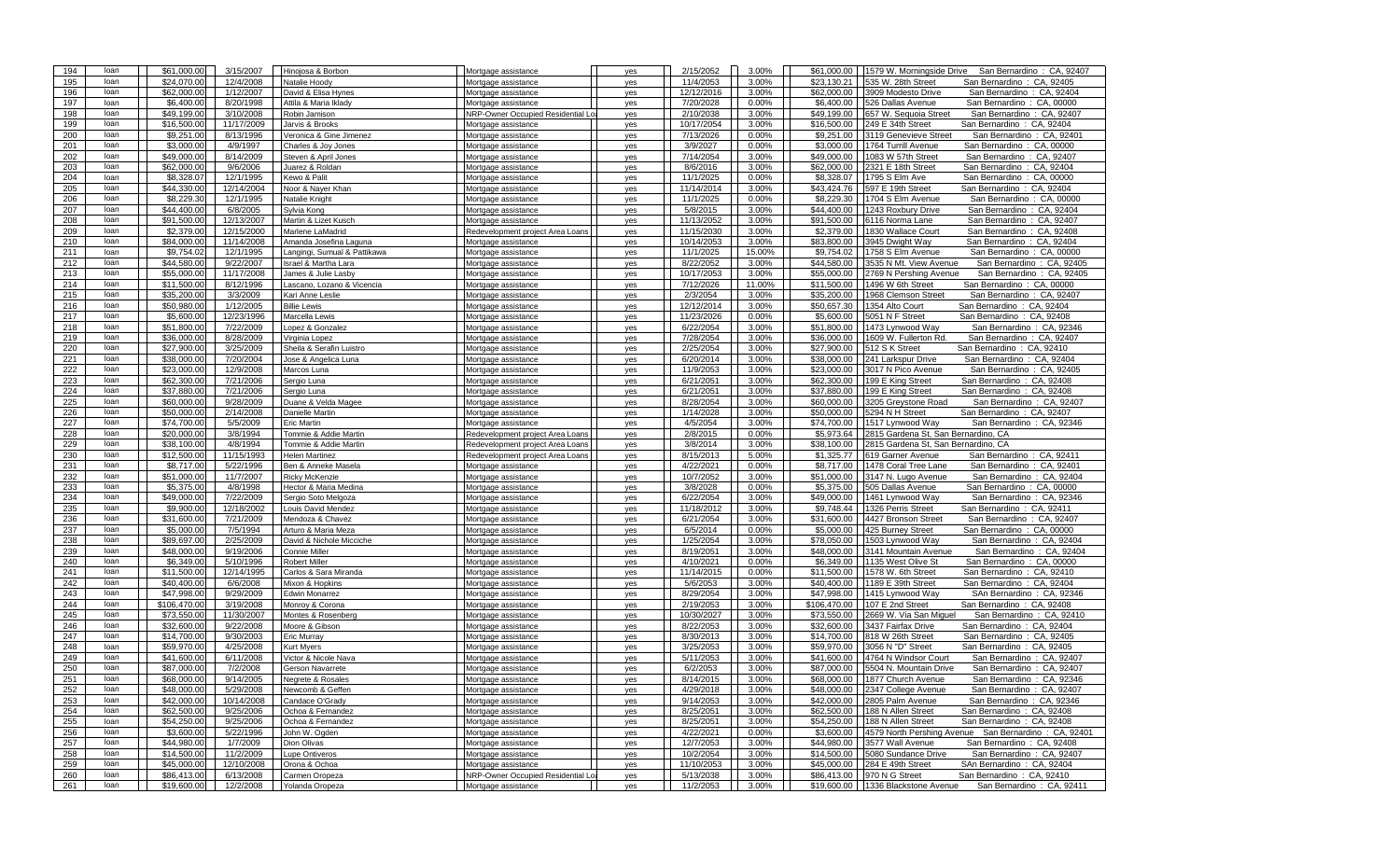| 194 | loan | $61,000.00 | 3/15/2007 | Hinojosa & Borbon | Mortgage assistance | yes | 2/15/2052 | 3.00% | $61,000.00 | 1579 W. Morningside Drive San Bernardino : CA, 92407 |
|---|---|---|---|---|---|---|---|---|---|---|
| 195 | loan | $24,070.00 | 12/4/2008 | Natalie Hoody | Mortgage assistance | yes | 11/4/2053 | 3.00% | $23,130.21 | 535 W. 28th Street San Bernardino : CA, 92405 |
| 196 | loan | $62,000.00 | 1/12/2007 | David & Elisa Hynes | Mortgage assistance | yes | 12/12/2016 | 3.00% | $62,000.00 | 3909 Modesto Drive San Bernardino : CA, 92404 |
| 197 | loan | $6,400.00 | 8/20/1998 | Attila & Maria Iklady | Mortgage assistance | yes | 7/20/2028 | 0.00% | $6,400.00 | 526 Dallas Avenue San Bernardino : CA, 00000 |
| 198 | loan | $49,199.00 | 3/10/2008 | Robin Jamison | NRP-Owner Occupied Residential Lo | yes | 2/10/2038 | 3.00% | $49,199.00 | 657 W. Sequoia Street San Bernardino : CA, 92407 |
| 199 | loan | $16,500.00 | 11/17/2009 | Jarvis & Brooks | Mortgage assistance | yes | 10/17/2054 | 3.00% | $16,500.00 | 249 E 34th Street San Bernardino : CA, 92404 |
| 200 | loan | $9,251.00 | 8/13/1996 | Veronica & Gine Jimenez | Mortgage assistance | yes | 7/13/2026 | 0.00% | $9,251.00 | 3119 Genevieve Street San Bernardino : CA, 92401 |
| 201 | loan | $3,000.00 | 4/9/1997 | Charles & Joy Jones | Mortgage assistance | yes | 3/9/2027 | 0.00% | $3,000.00 | 1764 Turrill Avenue San Bernardino : CA, 00000 |
| 202 | loan | $49,000.00 | 8/14/2009 | Steven & April Jones | Mortgage assistance | yes | 7/14/2054 | 3.00% | $49,000.00 | 1083 W 57th Street San Bernardino : CA, 92407 |
| 203 | loan | $62,000.00 | 9/6/2006 | Juarez & Roldan | Mortgage assistance | yes | 8/6/2016 | 3.00% | $62,000.00 | 2321 E 18th Street San Bernardino : CA, 92404 |
| 204 | loan | $8,328.07 | 12/1/1995 | Kewo & Palit | Mortgage assistance | yes | 11/1/2025 | 0.00% | $8,328.07 | 1795 S Elm Ave San Bernardino : CA, 00000 |
| 205 | loan | $44,330.00 | 12/14/2004 | Noor & Nayer Khan | Mortgage assistance | yes | 11/14/2014 | 3.00% | $43,424.76 | 597 E 19th Street San Bernardino : CA, 92404 |
| 206 | loan | $8,229.30 | 12/1/1995 | Natalie Knight | Mortgage assistance | yes | 11/1/2025 | 0.00% | $8,229.30 | 1704 S Elm Avenue San Bernardino : CA, 00000 |
| 207 | loan | $44,400.00 | 6/8/2005 | Sylvia Kong | Mortgage assistance | yes | 5/8/2015 | 3.00% | $44,400.00 | 1243 Roxbury Drive San Bernardino : CA, 92404 |
| 208 | loan | $91,500.00 | 12/13/2007 | Martin & Lizet Kusch | Mortgage assistance | yes | 11/13/2052 | 3.00% | $91,500.00 | 6116 Norma Lane San Bernardino : CA, 92407 |
| 209 | loan | $2,379.00 | 12/15/2000 | Marlene LaMadrid | Redevelopment project Area Loans | yes | 11/15/2030 | 3.00% | $2,379.00 | 1830 Wallace Court San Bernardino : CA, 92408 |
| 210 | loan | $84,000.00 | 11/14/2008 | Amanda Josefina Laguna | Mortgage assistance | yes | 10/14/2053 | 3.00% | $83,800.00 | 3945 Dwight Way San Bernardino : CA, 92404 |
| 211 | loan | $9,754.02 | 12/1/1995 | Langingi, Sumual & Pattikawa | Mortgage assistance | yes | 11/1/2025 | 15.00% | $9,754.02 | 1758 S Elm Avenue San Bernardino : CA, 00000 |
| 212 | loan | $44,580.00 | 9/22/2007 | Israel & Martha Lara | Mortgage assistance | yes | 8/22/2052 | 3.00% | $44,580.00 | 3535 N Mt. View Avenue San Bernardino : CA, 92405 |
| 213 | loan | $55,000.00 | 11/17/2008 | James & Julie Lasby | Mortgage assistance | yes | 10/17/2053 | 3.00% | $55,000.00 | 2769 N Pershing Avenue San Bernardino : CA, 92405 |
| 214 | loan | $11,500.00 | 8/12/1996 | Lascano, Lozano & Vicencia | Mortgage assistance | yes | 7/12/2026 | 11.00% | $11,500.00 | 1496 W 6th Street San Bernardino : CA, 00000 |
| 215 | loan | $35,200.00 | 3/3/2009 | Kari Anne Leslie | Mortgage assistance | yes | 2/3/2054 | 3.00% | $35,200.00 | 1968 Clemson Street San Bernardino : CA, 92407 |
| 216 | loan | $50,980.00 | 1/12/2005 | Billie Lewis | Mortgage assistance | yes | 12/12/2014 | 3.00% | $50,657.30 | 1354 Alto Court San Bernardino : CA, 92404 |
| 217 | loan | $5,600.00 | 12/23/1996 | Marcella Lewis | Mortgage assistance | yes | 11/23/2026 | 0.00% | $5,600.00 | 5051 N F Street San Bernardino : CA, 92408 |
| 218 | loan | $51,800.00 | 7/22/2009 | Lopez & Gonzalez | Mortgage assistance | yes | 6/22/2054 | 3.00% | $51,800.00 | 1473 Lynwood Way San Bernardino : CA, 92346 |
| 219 | loan | $36,000.00 | 8/28/2009 | Virginia Lopez | Mortgage assistance | yes | 7/28/2054 | 3.00% | $36,000.00 | 1609 W. Fullerton Rd. San Bernardino : CA, 92407 |
| 220 | loan | $27,900.00 | 3/25/2009 | Sheila & Serafin Luistro | Mortgage assistance | yes | 2/25/2054 | 3.00% | $27,900.00 | 512 S K Street San Bernardino : CA, 92410 |
| 221 | loan | $38,000.00 | 7/20/2004 | Jose & Angelica Luna | Mortgage assistance | yes | 6/20/2014 | 3.00% | $38,000.00 | 241 Larkspur Drive San Bernardino : CA, 92404 |
| 222 | loan | $23,000.00 | 12/9/2008 | Marcos Luna | Mortgage assistance | yes | 11/9/2053 | 3.00% | $23,000.00 | 3017 N Pico Avenue San Bernardino : CA, 92405 |
| 223 | loan | $62,300.00 | 7/21/2006 | Sergio Luna | Mortgage assistance | yes | 6/21/2051 | 3.00% | $62,300.00 | 199 E King Street San Bernardino : CA, 92408 |
| 224 | loan | $37,880.00 | 7/21/2006 | Sergio Luna | Mortgage assistance | yes | 6/21/2051 | 3.00% | $37,880.00 | 199 E King Street San Bernardino : CA, 92408 |
| 225 | loan | $60,000.00 | 9/28/2009 | Duane & Velda Magee | Mortgage assistance | yes | 8/28/2054 | 3.00% | $60,000.00 | 3205 Greystone Road San Bernardino : CA, 92407 |
| 226 | loan | $50,000.00 | 2/14/2008 | Danielle Martin | Mortgage assistance | yes | 1/14/2028 | 3.00% | $50,000.00 | 5294 N H Street San Bernardino : CA, 92407 |
| 227 | loan | $74,700.00 | 5/5/2009 | Eric Martin | Mortgage assistance | yes | 4/5/2054 | 3.00% | $74,700.00 | 1517 Lynwood Way San Bernardino : CA, 92346 |
| 228 | loan | $20,000.00 | 3/8/1994 | Tommie & Addie Martin | Redevelopment project Area Loans | yes | 2/8/2015 | 0.00% | $5,973.64 | 2815 Gardena St, San Bernardino, CA |
| 229 | loan | $38,100.00 | 4/8/1994 | Tommie & Addie Martin | Redevelopment project Area Loans | yes | 3/8/2014 | 3.00% | $38,100.00 | 2815 Gardena St, San Bernardino, CA |
| 230 | loan | $12,500.00 | 11/15/1993 | Helen Martinez | Redevelopment project Area Loans | yes | 8/15/2013 | 5.00% | $1,325.77 | 619 Garner Avenue San Bernardino : CA, 92411 |
| 231 | loan | $8,717.00 | 5/22/1996 | Ben & Anneke Masela | Mortgage assistance | yes | 4/22/2021 | 0.00% | $8,717.00 | 1478 Coral Tree Lane San Bernardino : CA, 92401 |
| 232 | loan | $51,000.00 | 11/7/2007 | Ricky McKenzie | Mortgage assistance | yes | 10/7/2052 | 3.00% | $51,000.00 | 3147 N. Lugo Avenue San Bernardino : CA, 92404 |
| 233 | loan | $5,375.00 | 4/8/1998 | Hector & Maria Medina | Mortgage assistance | yes | 3/8/2028 | 0.00% | $5,375.00 | 505 Dallas Avenue San Bernardino : CA, 00000 |
| 234 | loan | $49,000.00 | 7/22/2009 | Sergio Soto Melgoza | Mortgage assistance | yes | 6/22/2054 | 3.00% | $49,000.00 | 1461 Lynwood Way San Bernardino : CA, 92346 |
| 235 | loan | $9,900.00 | 12/18/2002 | Louis David Mendez | Mortgage assistance | yes | 11/18/2012 | 3.00% | $9,748.44 | 1326 Perris Street San Bernardino : CA, 92411 |
| 236 | loan | $31,600.00 | 7/21/2009 | Mendoza & Chavez | Mortgage assistance | yes | 6/21/2054 | 3.00% | $31,600.00 | 4427 Bronson Street San Bernardino : CA, 92407 |
| 237 | loan | $5,000.00 | 7/5/1994 | Arturo & Maria Meza | Mortgage assistance | yes | 6/5/2014 | 0.00% | $5,000.00 | 425 Burney Street San Bernardino : CA, 00000 |
| 238 | loan | $89,697.00 | 2/25/2009 | David & Nichole Micciche | Mortgage assistance | yes | 1/25/2054 | 3.00% | $78,050.00 | 1503 Lynwood Way San Bernardino : CA, 92404 |
| 239 | loan | $48,000.00 | 9/19/2006 | Connie Miller | Mortgage assistance | yes | 8/19/2051 | 3.00% | $48,000.00 | 3141 Mountain Avenue San Bernardino : CA, 92404 |
| 240 | loan | $6,349.00 | 5/10/1996 | Robert Miller | Mortgage assistance | yes | 4/10/2021 | 0.00% | $6,349.00 | 1135 West Olive St San Bernardino : CA, 00000 |
| 241 | loan | $11,500.00 | 12/14/1995 | Carlos & Sara Miranda | Mortgage assistance | yes | 11/14/2015 | 0.00% | $11,500.00 | 1578 W. 6th Street San Bernardino : CA, 92410 |
| 242 | loan | $40,400.00 | 6/6/2008 | Mixon & Hopkins | Mortgage assistance | yes | 5/6/2053 | 3.00% | $40,400.00 | 1189 E 39th Street San Bernardino : CA, 92404 |
| 243 | loan | $47,998.00 | 9/29/2009 | Edwin Monarrez | Mortgage assistance | yes | 8/29/2054 | 3.00% | $47,998.00 | 1415 Lynwood Way SAn Bernardino : CA, 92346 |
| 244 | loan | $106,470.00 | 3/19/2008 | Monroy & Corona | Mortgage assistance | yes | 2/19/2053 | 3.00% | $106,470.00 | 107 E 2nd Street San Bernardino : CA, 92408 |
| 245 | loan | $73,550.00 | 11/30/2007 | Montes & Rosenberg | Mortgage assistance | yes | 10/30/2027 | 3.00% | $73,550.00 | 2669 W. Via San Miguel San Bernardino : CA, 92410 |
| 246 | loan | $32,600.00 | 9/22/2008 | Moore & Gibson | Mortgage assistance | yes | 8/22/2053 | 3.00% | $32,600.00 | 3437 Fairfax Drive San Bernardino : CA, 92404 |
| 247 | loan | $14,700.00 | 9/30/2003 | Eric Murray | Mortgage assistance | yes | 8/30/2013 | 3.00% | $14,700.00 | 818 W 26th Street San Bernardino : CA, 92405 |
| 248 | loan | $59,970.00 | 4/25/2008 | Kurt Myers | Mortgage assistance | yes | 3/25/2053 | 3.00% | $59,970.00 | 3056 N "D" Street San Bernardino : CA, 92405 |
| 249 | loan | $41,600.00 | 6/11/2008 | Victor & Nicole Nava | Mortgage assistance | yes | 5/11/2053 | 3.00% | $41,600.00 | 4764 N Windsor Court San Bernardino : CA, 92407 |
| 250 | loan | $87,000.00 | 7/2/2008 | Gerson Navarrete | Mortgage assistance | yes | 6/2/2053 | 3.00% | $87,000.00 | 5504 N. Mountain Drive San Bernardino : CA, 92407 |
| 251 | loan | $68,000.00 | 9/14/2005 | Negrete & Rosales | Mortgage assistance | yes | 8/14/2015 | 3.00% | $68,000.00 | 1877 Church Avenue San Bernardino : CA, 92346 |
| 252 | loan | $48,000.00 | 5/29/2008 | Newcomb & Geffen | Mortgage assistance | yes | 4/29/2018 | 3.00% | $48,000.00 | 2347 College Avenue San Bernardino : CA, 92407 |
| 253 | loan | $42,000.00 | 10/14/2008 | Candace O'Grady | Mortgage assistance | yes | 9/14/2053 | 3.00% | $42,000.00 | 2805 Palm Avenue San Bernardino : CA, 92346 |
| 254 | loan | $62,500.00 | 9/25/2006 | Ochoa & Fernandez | Mortgage assistance | yes | 8/25/2051 | 3.00% | $62,500.00 | 188 N Allen Street San Bernardino : CA, 92408 |
| 255 | loan | $54,250.00 | 9/25/2006 | Ochoa & Fernandez | Mortgage assistance | yes | 8/25/2051 | 3.00% | $54,250.00 | 188 N Allen Street San Bernardino : CA, 92408 |
| 256 | loan | $3,600.00 | 5/22/1996 | John W. Ogden | Mortgage assistance | yes | 4/22/2021 | 0.00% | $3,600.00 | 4579 North Pershing Avenue San Bernardino : CA, 92401 |
| 257 | loan | $44,980.00 | 1/7/2009 | Dion Olivas | Mortgage assistance | yes | 12/7/2053 | 3.00% | $44,980.00 | 3577 Wall Avenue San Bernardino : CA, 92408 |
| 258 | loan | $14,500.00 | 11/2/2009 | Lupe Ontiveros | Mortgage assistance | yes | 10/2/2054 | 3.00% | $14,500.00 | 5080 Sundance Drive San Bernardino : CA, 92407 |
| 259 | loan | $45,000.00 | 12/10/2008 | Orona & Ochoa | Mortgage assistance | yes | 11/10/2053 | 3.00% | $45,000.00 | 284 E 49th Street SAn Bernardino : CA, 92404 |
| 260 | loan | $86,413.00 | 6/13/2008 | Carmen Oropeza | NRP-Owner Occupied Residential Lo | yes | 5/13/2038 | 3.00% | $86,413.00 | 970 N G Street San Bernardino : CA, 92410 |
| 261 | loan | $19,600.00 | 12/2/2008 | Yolanda Oropeza | Mortgage assistance | yes | 11/2/2053 | 3.00% | $19,600.00 | 1336 Blackstone Avenue San Bernardino : CA, 92411 |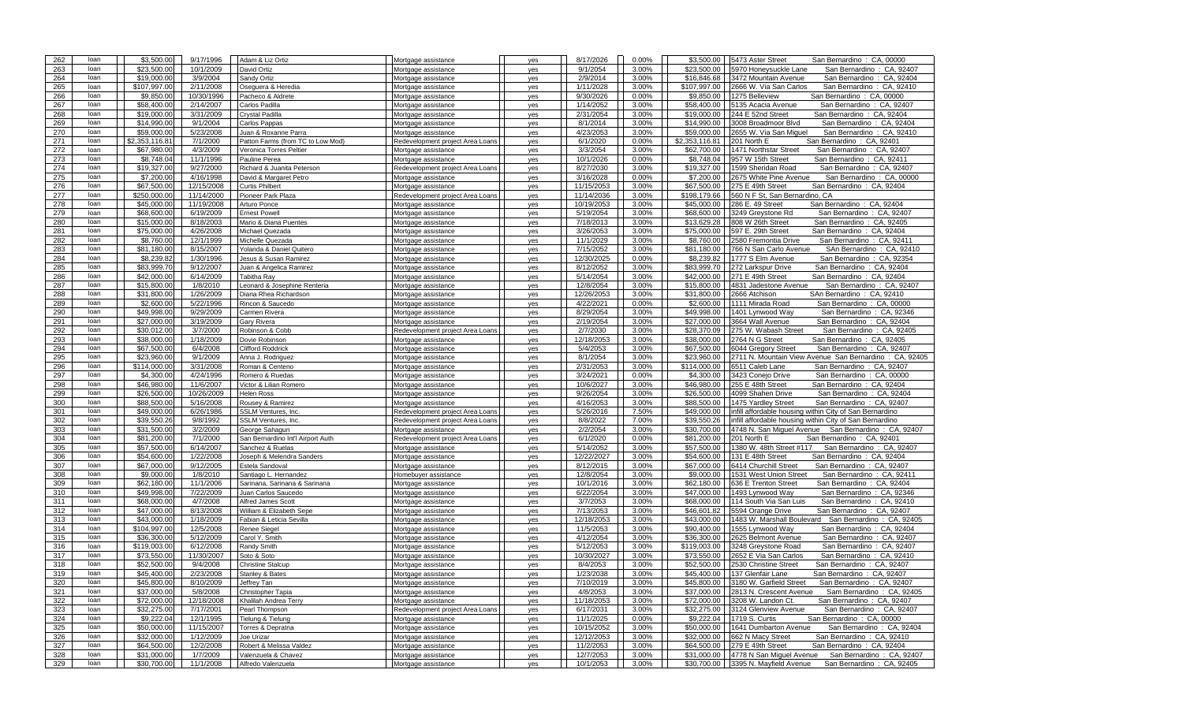| 262 | loan | $3,500.00 | 9/17/1996 | Adam & Liz Ortiz | Mortgage assistance | yes | 8/17/2026 | 0.00% | $3,500.00 | 5473 Aster Street San Bernardino : CA, 00000 |
|---|---|---|---|---|---|---|---|---|---|---|
| 263 | loan | $23,500.00 | 10/1/2009 | David Ortiz | Mortgage assistance | yes | 9/1/2054 | 3.00% | $23,500.00 | 5970 Honeysuckle Lane San Bernardino : CA, 92407 |
| 264 | loan | $19,000.00 | 3/9/2004 | Sandy Ortiz | Mortgage assistance | yes | 2/9/2014 | 3.00% | $16,846.68 | 3472 Mountain Avenue San Bernardino : CA, 92404 |
| 265 | loan | $107,997.00 | 2/11/2008 | Oseguera & Heredia | Mortgage assistance | yes | 1/11/2028 | 3.00% | $107,997.00 | 2666 W. Via San Carlos San Bernardino : CA, 92410 |
| 266 | loan | $9,850.00 | 10/30/1996 | Pacheco & Aldrete | Mortgage assistance | yes | 9/30/2026 | 0.00% | $9,850.00 | 1275 Belleview San Bernardino : CA, 00000 |
| 267 | loan | $58,400.00 | 2/14/2007 | Carlos Padilla | Mortgage assistance | yes | 1/14/2052 | 3.00% | $58,400.00 | 5135 Acacia Avenue San Bernardino : CA, 92407 |
| 268 | loan | $19,000.00 | 3/31/2009 | Crystal Padilla | Mortgage assistance | yes | 2/31/2054 | 3.00% | $19,000.00 | 244 E 52nd Street San Bernardino : CA, 92404 |
| 269 | loan | $14,990.00 | 9/1/2004 | Carlos Pappas | Mortgage assistance | yes | 8/1/2014 | 3.00% | $14,990.00 | 3008 Broadmoor Blvd San Bernardino : CA, 92404 |
| 270 | loan | $59,000.00 | 5/23/2008 | Juan & Roxanne Parra | Mortgage assistance | yes | 4/23/2053 | 3.00% | $59,000.00 | 2655 W. Via San Miguel San Bernardino : CA, 92410 |
| 271 | loan | $2,353,116.81 | 7/1/2000 | Patton Farms (from TC to Low Mod) | Redevelopment project Area Loans | yes | 6/1/2020 | 0.00% | $2,353,116.81 | 201 North E San Bernardino : CA, 92401 |
| 272 | loan | $67,980.00 | 4/3/2009 | Veronica Torres Peltier | Mortgage assistance | yes | 3/3/2054 | 3.00% | $62,700.00 | 1471 Northstar Street San Bernardino : CA, 92407 |
| 273 | loan | $8,748.04 | 11/1/1996 | Pauline Perea | Mortgage assistance | yes | 10/1/2026 | 0.00% | $8,748.04 | 957 W 15th Street San Bernardino : CA, 92411 |
| 274 | loan | $19,327.00 | 9/27/2000 | Richard & Juanita Peterson | Redevelopment project Area Loans | yes | 8/27/2030 | 3.00% | $19,327.00 | 1599 Sheridan Road San Bernardino : CA, 92407 |
| 275 | loan | $7,200.00 | 4/16/1998 | David & Margaret Petro | Mortgage assistance | yes | 3/16/2028 | 0.00% | $7,200.00 | 2675 White Pine Avenue San Bernardino : CA, 00000 |
| 276 | loan | $67,500.00 | 12/15/2008 | Curtis Philbert | Mortgage assistance | yes | 11/15/2053 | 3.00% | $67,500.00 | 275 E 49th Street San Bernardino : CA, 92404 |
| 277 | loan | $250,000.00 | 11/14/2000 | Pioneer Park Plaza | Redevelopment project Area Loans | yes | 11/14/2036 | 3.00% | $198,179.66 | 560 N F St, San Bernardino, CA |
| 278 | loan | $45,000.00 | 11/19/2008 | Arturo Ponce | Mortgage assistance | yes | 10/19/2053 | 3.00% | $45,000.00 | 286 E. 49 Street San Bernardino : CA, 92404 |
| 279 | loan | $68,600.00 | 6/19/2009 | Ernest Powell | Mortgage assistance | yes | 5/19/2054 | 3.00% | $68,600.00 | 3249 Greystone Rd San Bernardino : CA, 92407 |
| 280 | loan | $15,000.00 | 8/18/2003 | Mario & Diana Puentes | Mortgage assistance | yes | 7/18/2013 | 3.00% | $13,629.28 | 808 W 26th Street San Bernardino : CA, 92405 |
| 281 | loan | $75,000.00 | 4/26/2008 | Michael Quezada | Mortgage assistance | yes | 3/26/2053 | 3.00% | $75,000.00 | 597 E. 29th Street San Bernardino : CA, 92404 |
| 282 | loan | $8,760.00 | 12/1/1999 | Michelle Quezada | Mortgage assistance | yes | 11/1/2029 | 3.00% | $8,760.00 | 2580 Fremontia Drive San Bernardino : CA, 92411 |
| 283 | loan | $81,180.00 | 8/15/2007 | Yolanda & Daniel Quitero | Mortgage assistance | yes | 7/15/2052 | 3.00% | $81,180.00 | 766 N San Carlo Avenue SAn Bernardino : CA, 92410 |
| 284 | loan | $8,239.82 | 1/30/1996 | Jesus & Susan Ramirez | Mortgage assistance | yes | 12/30/2025 | 0.00% | $8,239.82 | 1777 S Elm Avenue San Bernardino : CA, 92354 |
| 285 | loan | $83,999.70 | 9/12/2007 | Juan & Angelica Ramirez | Mortgage assistance | yes | 8/12/2052 | 3.00% | $83,999.70 | 272 Larkspur Drive San Bernardino : CA, 92404 |
| 286 | loan | $42,000.00 | 6/14/2009 | Tabitha Ray | Mortgage assistance | yes | 5/14/2054 | 3.00% | $42,000.00 | 271 E 49th Street San Bernardino : CA, 92404 |
| 287 | loan | $15,800.00 | 1/8/2010 | Leonard & Josephine Renteria | Mortgage assistance | yes | 12/8/2054 | 3.00% | $15,800.00 | 4831 Jadestone Avenue San Bernardino : CA, 92407 |
| 288 | loan | $31,800.00 | 1/26/2009 | Diana Rhea Richardson | Mortgage assistance | yes | 12/26/2053 | 3.00% | $31,800.00 | 2666 Atchison SAn Bernardino : CA, 92410 |
| 289 | loan | $2,600.00 | 5/22/1996 | Rincon & Saucedo | Mortgage assistance | yes | 4/22/2021 | 0.00% | $2,600.00 | 1111 Mirada Road San Bernardino : CA, 00000 |
| 290 | loan | $49,998.00 | 9/29/2009 | Carmen Rivera | Mortgage assistance | yes | 8/29/2054 | 3.00% | $49,998.00 | 1401 Lynwood Way San Bernardino : CA, 92346 |
| 291 | loan | $27,000.00 | 3/19/2009 | Gary Rivera | Mortgage assistance | yes | 2/19/2054 | 3.00% | $27,000.00 | 3664 Wall Avenue San Bernardino : CA, 92404 |
| 292 | loan | $30,012.00 | 3/7/2000 | Robinson & Cobb | Redevelopment project Area Loans | yes | 2/7/2030 | 3.00% | $28,370.09 | 275 W. Wabash Street San Bernardino : CA, 92405 |
| 293 | loan | $38,000.00 | 1/18/2009 | Dovie Robinson | Mortgage assistance | yes | 12/18/2053 | 3.00% | $38,000.00 | 2764 N G Street San Bernardino : CA, 92405 |
| 294 | loan | $67,500.00 | 6/4/2008 | Clifford Roddrick | Mortgage assistance | yes | 5/4/2053 | 3.00% | $67,500.00 | 6044 Gregory Street San Bernardino : CA, 92407 |
| 295 | loan | $23,960.00 | 9/1/2009 | Anna J. Rodriguez | Mortgage assistance | yes | 8/1/2054 | 3.00% | $23,960.00 | 2711 N. Mountain View Avenue San Bernardino : CA, 92405 |
| 296 | loan | $114,000.00 | 3/31/2008 | Roman & Centeno | Mortgage assistance | yes | 2/31/2053 | 3.00% | $114,000.00 | 6511 Caleb Lane San Bernardino : CA, 92407 |
| 297 | loan | $4,300.00 | 4/24/1996 | Romero & Ruedas | Mortgage assistance | yes | 3/24/2021 | 0.00% | $4,300.00 | 3423 Conejo Drive San Bernardino : CA, 00000 |
| 298 | loan | $46,980.00 | 11/6/2007 | Victor & Lilian Romero | Mortgage assistance | yes | 10/6/2027 | 3.00% | $46,980.00 | 255 E 48th Street San Bernardino : CA, 92404 |
| 299 | loan | $26,500.00 | 10/26/2009 | Helen Ross | Mortgage assistance | yes | 9/26/2054 | 3.00% | $26,500.00 | 4099 Shahen Drive San Bernardino : CA, 92404 |
| 300 | loan | $88,500.00 | 5/16/2008 | Rousey & Ramirez | Mortgage assistance | yes | 4/16/2053 | 3.00% | $88,500.00 | 1475 Yardley Street San Bernardino : CA, 92407 |
| 301 | loan | $49,000.00 | 6/26/1986 | SSLM Ventures, Inc. | Redevelopment project Area Loans | yes | 5/26/2016 | 7.50% | $49,000.00 | infill affordable housing within City of San Bernardino |
| 302 | loan | $39,550.26 | 9/8/1992 | SSLM Ventures, Inc. | Redevelopment project Area Loans | yes | 8/8/2022 | 7.00% | $39,550.26 | infill affordable housing within City of San Bernardino |
| 303 | loan | $31,500.00 | 3/2/2009 | George Sahagun | Mortgage assistance | yes | 2/2/2054 | 3.00% | $30,700.00 | 4748 N. San Miguel Avenue San Bernardino : CA, 92407 |
| 304 | loan | $81,200.00 | 7/1/2000 | San Bernardino Int'l Airport Auth | Redevelopment project Area Loans | yes | 6/1/2020 | 0.00% | $81,200.00 | 201 North E San Bernardino : CA, 92401 |
| 305 | loan | $57,500.00 | 6/14/2007 | Sanchez & Ruelas | Mortgage assistance | yes | 5/14/2052 | 3.00% | $57,500.00 | 1380 W. 48th Street #117 San Bernardino : CA, 92407 |
| 306 | loan | $54,600.00 | 1/22/2008 | Joseph & Melendra Sanders | Mortgage assistance | yes | 12/22/2027 | 3.00% | $54,600.00 | 131 E 48th Street San Bernardino : CA, 92404 |
| 307 | loan | $67,000.00 | 9/12/2005 | Estela Sandoval | Mortgage assistance | yes | 8/12/2015 | 3.00% | $67,000.00 | 6414 Churchill Street San Bernardino : CA, 92407 |
| 308 | loan | $9,000.00 | 1/8/2010 | Santiago L. Hernandez | Homebuyer assistance | yes | 12/8/2054 | 3.00% | $9,000.00 | 1531 West Union Street San Bernardino : CA, 92411 |
| 309 | loan | $62,180.00 | 11/1/2006 | Sarinana, Sarinana & Sarinana | Mortgage assistance | yes | 10/1/2016 | 3.00% | $62,180.00 | 636 E Trenton Street San Bernardino : CA, 92404 |
| 310 | loan | $49,998.00 | 7/22/2009 | Juan Carlos Saucedo | Mortgage assistance | yes | 6/22/2054 | 3.00% | $47,000.00 | 1493 Lynwood Way San Bernardino : CA, 92346 |
| 311 | loan | $68,000.00 | 4/7/2008 | Alfred James Scott | Mortgage assistance | yes | 3/7/2053 | 3.00% | $68,000.00 | 114 South Via San Luis San Bernardino : CA, 92410 |
| 312 | loan | $47,000.00 | 8/13/2008 | William & Elizabeth Sepe | Mortgage assistance | yes | 7/13/2053 | 3.00% | $46,601.82 | 5594 Orange Drive San Bernardino : CA, 92407 |
| 313 | loan | $43,000.00 | 1/18/2009 | Fabian & Leticia Sevilla | Mortgage assistance | yes | 12/18/2053 | 3.00% | $43,000.00 | 1483 W. Marshall Boulevard San Bernardino : CA, 92405 |
| 314 | loan | $104,997.00 | 12/5/2008 | Renee Siegel | Mortgage assistance | yes | 11/5/2053 | 3.00% | $90,400.00 | 1555 Lynwood Way San Bernardino : CA, 92404 |
| 315 | loan | $36,300.00 | 5/12/2009 | Carol Y. Smith | Mortgage assistance | yes | 4/12/2054 | 3.00% | $36,300.00 | 2625 Belmont Avenue San Bernardino : CA, 92407 |
| 316 | loan | $119,003.00 | 6/12/2008 | Randy Smith | Mortgage assistance | yes | 5/12/2053 | 3.00% | $119,003.00 | 3248 Greystone Road San Bernardino : CA, 92407 |
| 317 | loan | $73,550.00 | 11/30/2007 | Soto & Soto | Mortgage assistance | yes | 10/30/2027 | 3.00% | $73,550.00 | 2652 E Via San Carlos San Bernardino : CA, 92410 |
| 318 | loan | $52,500.00 | 9/4/2008 | Christine Stalcup | Mortgage assistance | yes | 8/4/2053 | 3.00% | $52,500.00 | 2530 Christine Street San Bernardino : CA, 92407 |
| 319 | loan | $45,400.00 | 2/23/2008 | Stanley & Bates | Mortgage assistance | yes | 1/23/2038 | 3.00% | $45,400.00 | 137 Glenfair Lane San Bernardino : CA, 92407 |
| 320 | loan | $45,800.00 | 8/10/2009 | Jeffrey Tan | Mortgage assistance | yes | 7/10/2019 | 3.00% | $45,800.00 | 3180 W. Garfield Street San Bernardino : CA, 92407 |
| 321 | loan | $37,000.00 | 5/8/2008 | Christopher Tapia | Mortgage assistance | yes | 4/8/2053 | 3.00% | $37,000.00 | 2813 N. Crescent Avenue San Bernardino : CA, 92405 |
| 322 | loan | $72,000.00 | 12/18/2008 | Khalilah Andrea Terry | Mortgage assistance | yes | 11/18/2053 | 3.00% | $72,000.00 | 3208 W. Landon Ct. San Bernardino : CA, 92407 |
| 323 | loan | $32,275.00 | 7/17/2001 | Pearl Thompson | Redevelopment project Area Loans | yes | 6/17/2031 | 3.00% | $32,275.00 | 3124 Glenview Avenue San Bernardino : CA, 92407 |
| 324 | loan | $9,222.04 | 12/1/1995 | Tielung & Tielung | Mortgage assistance | yes | 11/1/2025 | 0.00% | $9,222.04 | 1719 S. Curtis San Bernardino : CA, 00000 |
| 325 | loan | $50,000.00 | 11/15/2007 | Torres & Depratna | Mortgage assistance | yes | 10/15/2052 | 3.00% | $50,000.00 | 1641 Dumbarton Avenue San Bernardino : CA, 92404 |
| 326 | loan | $32,000.00 | 1/12/2009 | Joe Urizar | Mortgage assistance | yes | 12/12/2053 | 3.00% | $32,000.00 | 662 N Macy Street San Bernardino : CA, 92410 |
| 327 | loan | $64,500.00 | 12/2/2008 | Robert & Melissa Valdez | Mortgage assistance | yes | 11/2/2053 | 3.00% | $64,500.00 | 279 E 49th Street San Bernardino : CA, 92404 |
| 328 | loan | $31,000.00 | 1/7/2009 | Valenzuela & Chavez | Mortgage assistance | yes | 12/7/2053 | 3.00% | $31,000.00 | 4778 N San Miguel Avenue San Bernardino : CA, 92407 |
| 329 | loan | $30,700.00 | 11/1/2008 | Alfredo Valenzuela | Mortgage assistance | yes | 10/1/2053 | 3.00% | $30,700.00 | 3395 N. Mayfield Avenue San Bernardino : CA, 92405 |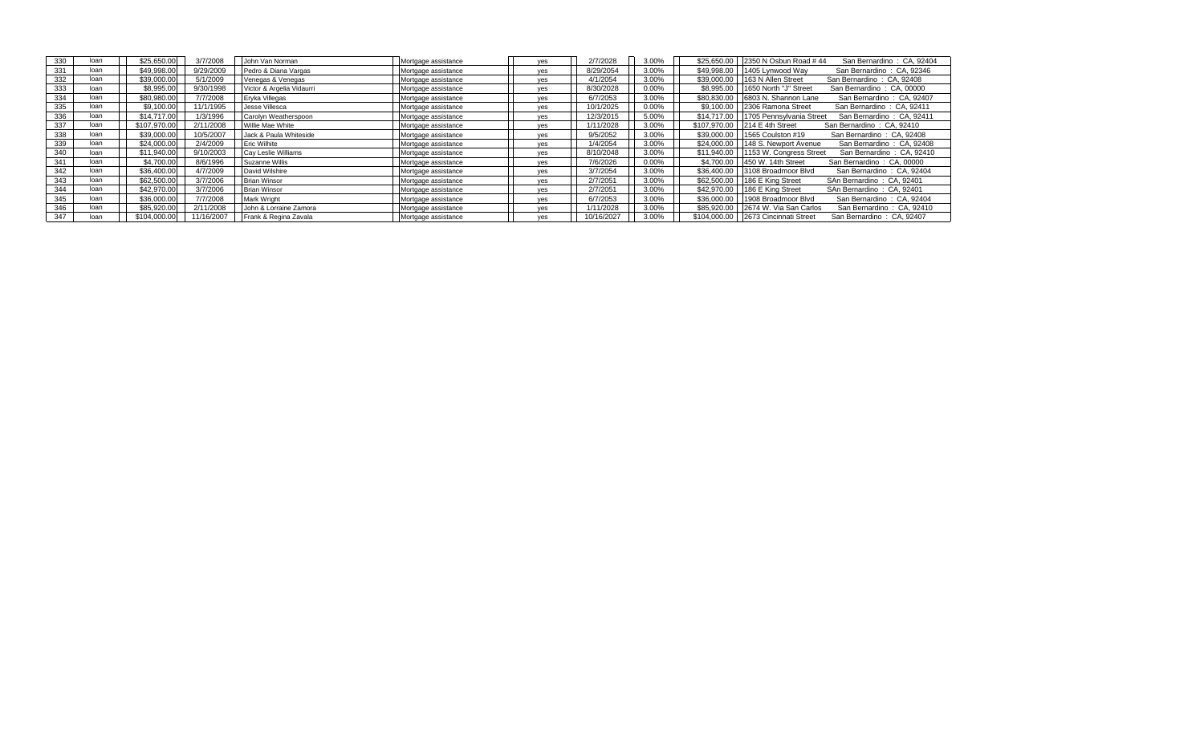| 330 | loan | $25,650.00 | 3/7/2008 | John Van Norman | Mortgage assistance | yes | 2/7/2028 | 3.00% | $25,650.00 | 2350 N Osbun Road # 44 | San Bernardino : CA, 92404 |
|---|---|---|---|---|---|---|---|---|---|---|---|
| 331 | loan | $49,998.00 | 9/29/2009 | Pedro & Diana Vargas | Mortgage assistance | yes | 8/29/2054 | 3.00% | $49,998.00 | 1405 Lynwood Way | San Bernardino : CA, 92346 |
| 332 | loan | $39,000.00 | 5/1/2009 | Venegas & Venegas | Mortgage assistance | yes | 4/1/2054 | 3.00% | $39,000.00 | 163 N Allen Street | San Bernardino : CA, 92408 |
| 333 | loan | $8,995.00 | 9/30/1998 | Victor & Argelia Vidaurri | Mortgage assistance | yes | 8/30/2028 | 0.00% | $8,995.00 | 1650 North "J" Street | San Bernardino : CA, 00000 |
| 334 | loan | $80,980.00 | 7/7/2008 | Eryka Villegas | Mortgage assistance | yes | 6/7/2053 | 3.00% | $80,830.00 | 6803 N. Shannon Lane | San Bernardino : CA, 92407 |
| 335 | loan | $9,100.00 | 11/1/1995 | Jesse Villesca | Mortgage assistance | yes | 10/1/2025 | 0.00% | $9,100.00 | 2306 Ramona Street | San Bernardino : CA, 92411 |
| 336 | loan | $14,717.00 | 1/3/1996 | Carolyn Weatherspoon | Mortgage assistance | yes | 12/3/2015 | 5.00% | $14,717.00 | 1705 Pennsylvania Street | San Bernardino : CA, 92411 |
| 337 | loan | $107,970.00 | 2/11/2008 | Willie Mae White | Mortgage assistance | yes | 1/11/2028 | 3.00% | $107,970.00 | 214 E 4th Street | San Bernardino : CA, 92410 |
| 338 | loan | $39,000.00 | 10/5/2007 | Jack & Paula Whiteside | Mortgage assistance | yes | 9/5/2052 | 3.00% | $39,000.00 | 1565 Coulston #19 | San Bernardino : CA, 92408 |
| 339 | loan | $24,000.00 | 2/4/2009 | Eric Wilhite | Mortgage assistance | yes | 1/4/2054 | 3.00% | $24,000.00 | 148 S. Newport Avenue | San Bernardino : CA, 92408 |
| 340 | loan | $11,940.00 | 9/10/2003 | Cay Leslie Williams | Mortgage assistance | yes | 8/10/2048 | 3.00% | $11,940.00 | 1153 W. Congress Street | San Bernardino : CA, 92410 |
| 341 | loan | $4,700.00 | 8/6/1996 | Suzanne Willis | Mortgage assistance | yes | 7/6/2026 | 0.00% | $4,700.00 | 450 W. 14th Street | San Bernardino : CA, 00000 |
| 342 | loan | $36,400.00 | 4/7/2009 | David Wilshire | Mortgage assistance | yes | 3/7/2054 | 3.00% | $36,400.00 | 3108 Broadmoor Blvd | San Bernardino : CA, 92404 |
| 343 | loan | $62,500.00 | 3/7/2006 | Brian Winsor | Mortgage assistance | yes | 2/7/2051 | 3.00% | $62,500.00 | 186 E King Street | SAn Bernardino : CA, 92401 |
| 344 | loan | $42,970.00 | 3/7/2006 | Brian Winsor | Mortgage assistance | yes | 2/7/2051 | 3.00% | $42,970.00 | 186 E King Street | SAn Bernardino : CA, 92401 |
| 345 | loan | $36,000.00 | 7/7/2008 | Mark Wright | Mortgage assistance | yes | 6/7/2053 | 3.00% | $36,000.00 | 1908 Broadmoor Blvd | San Bernardino : CA, 92404 |
| 346 | loan | $85,920.00 | 2/11/2008 | John & Lorraine Zamora | Mortgage assistance | yes | 1/11/2028 | 3.00% | $85,920.00 | 2674 W. Via San Carlos | San Bernardino : CA, 92410 |
| 347 | loan | $104,000.00 | 11/16/2007 | Frank & Regina Zavala | Mortgage assistance | yes | 10/16/2027 | 3.00% | $104,000.00 | 2673 Cincinnati Street | San Bernardino : CA, 92407 |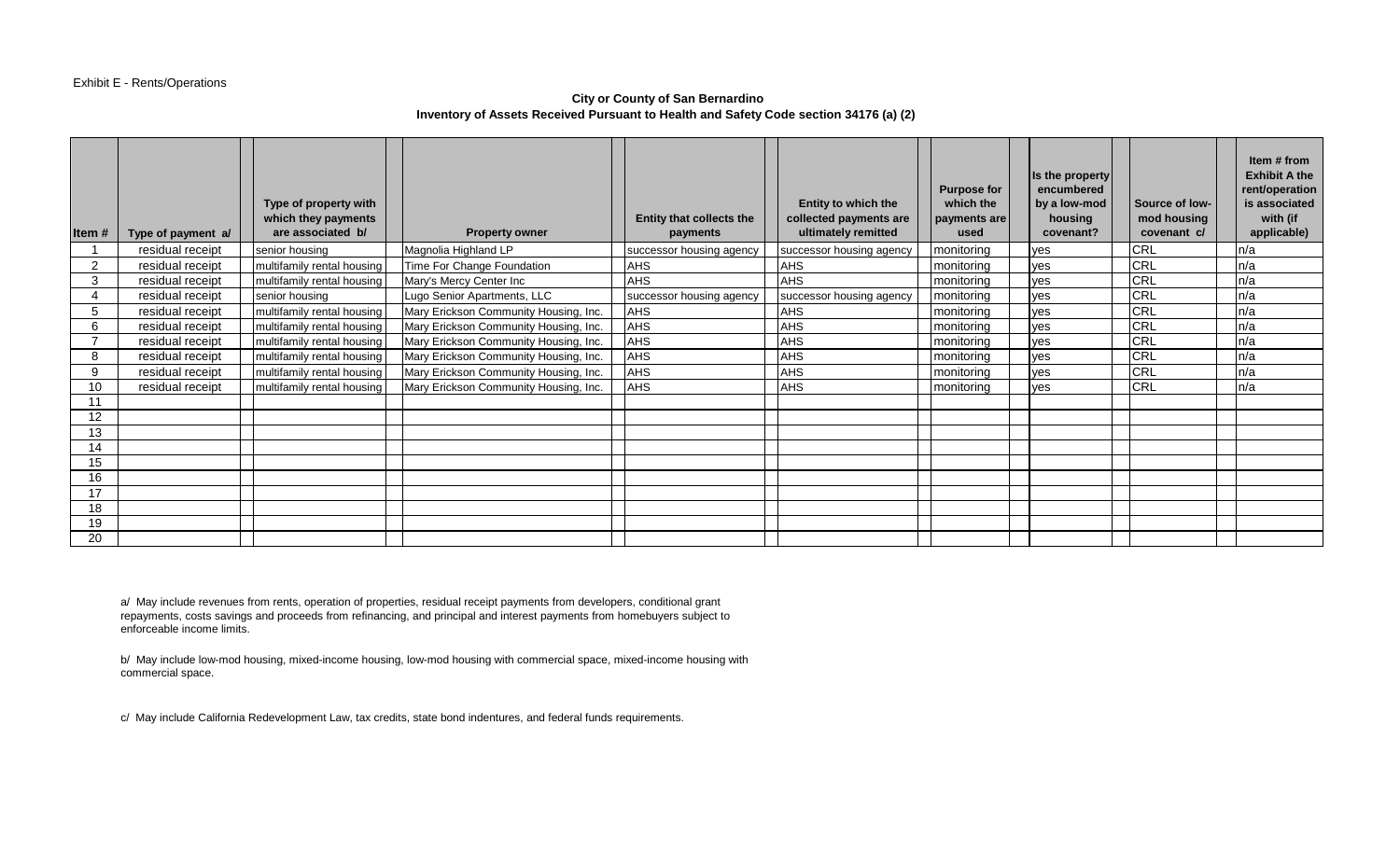Exhibit E - Rents/Operations

**City or County of San Bernardino**
**Inventory of Assets Received Pursuant to Health and Safety Code section 34176 (a) (2)**

| Item # | Type of payment a/ | Type of property with which they payments are associated b/ | Property owner | Entity that collects the payments | Entity to which the collected payments are ultimately remitted | Purpose for which the payments are used | Is the property encumbered by a low-mod housing covenant? | Source of low-mod housing covenant c/ | Item # from Exhibit A the rent/operation is associated with (if applicable) |
|---|---|---|---|---|---|---|---|---|---|
| 1 | residual receipt | senior housing | Magnolia Highland LP | successor housing agency | successor housing agency | monitoring | yes | CRL | n/a |
| 2 | residual receipt | multifamily rental housing | Time For Change Foundation | AHS | AHS | monitoring | yes | CRL | n/a |
| 3 | residual receipt | multifamily rental housing | Mary's Mercy Center Inc | AHS | AHS | monitoring | yes | CRL | n/a |
| 4 | residual receipt | senior housing | Lugo Senior Apartments, LLC | successor housing agency | successor housing agency | monitoring | yes | CRL | n/a |
| 5 | residual receipt | multifamily rental housing | Mary Erickson Community Housing, Inc. | AHS | AHS | monitoring | yes | CRL | n/a |
| 6 | residual receipt | multifamily rental housing | Mary Erickson Community Housing, Inc. | AHS | AHS | monitoring | yes | CRL | n/a |
| 7 | residual receipt | multifamily rental housing | Mary Erickson Community Housing, Inc. | AHS | AHS | monitoring | yes | CRL | n/a |
| 8 | residual receipt | multifamily rental housing | Mary Erickson Community Housing, Inc. | AHS | AHS | monitoring | yes | CRL | n/a |
| 9 | residual receipt | multifamily rental housing | Mary Erickson Community Housing, Inc. | AHS | AHS | monitoring | yes | CRL | n/a |
| 10 | residual receipt | multifamily rental housing | Mary Erickson Community Housing, Inc. | AHS | AHS | monitoring | yes | CRL | n/a |
| 11 | | | | | | | | | |
| 12 | | | | | | | | | |
| 13 | | | | | | | | | |
| 14 | | | | | | | | | |
| 15 | | | | | | | | | |
| 16 | | | | | | | | | |
| 17 | | | | | | | | | |
| 18 | | | | | | | | | |
| 19 | | | | | | | | | |
| 20 | | | | | | | | | |

a/ May include revenues from rents, operation of properties, residual receipt payments from developers, conditional grant repayments, costs savings and proceeds from refinancing, and principal and interest payments from homebuyers subject to enforceable income limits.

b/ May include low-mod housing, mixed-income housing, low-mod housing with commercial space, mixed-income housing with commercial space.

c/ May include California Redevelopment Law, tax credits, state bond indentures, and federal funds requirements.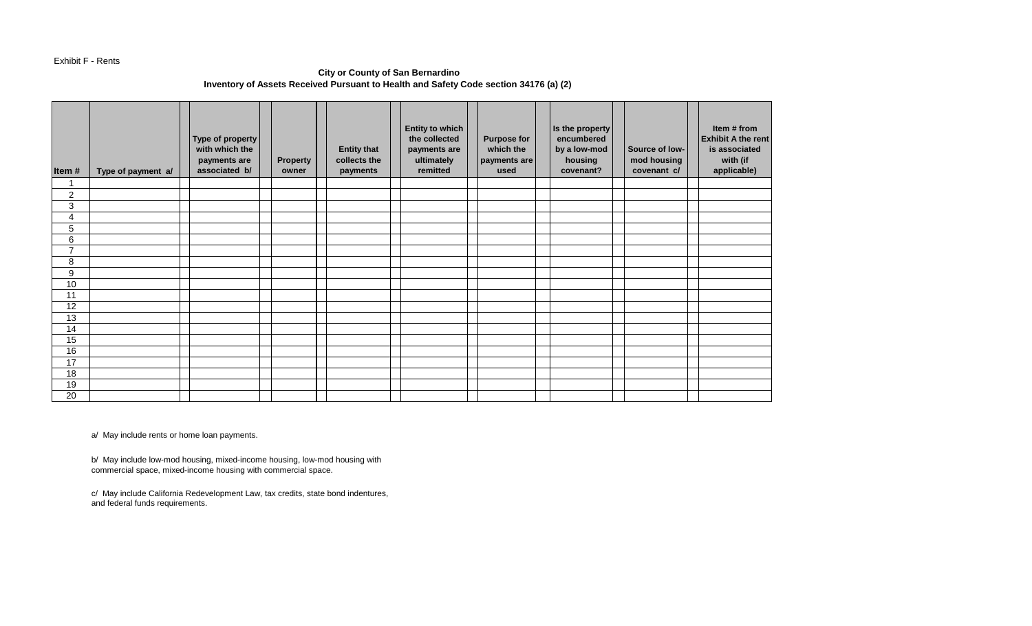Exhibit F - Rents

**City or County of San Bernardino**
**Inventory of Assets Received Pursuant to Health and Safety Code section 34176 (a) (2)**

| Item # | Type of payment a/ | Type of property with which the payments are associated b/ | Property owner | Entity that collects the payments | Entity to which the collected payments are ultimately remitted | Purpose for which the payments are used | Is the property encumbered by a low-mod housing covenant? | Source of low-mod housing covenant c/ | Item # from Exhibit A the rent is associated with (if applicable) |
|---|---|---|---|---|---|---|---|---|---|
| 1 | | | | | | | | | |
| 2 | | | | | | | | | |
| 3 | | | | | | | | | |
| 4 | | | | | | | | | |
| 5 | | | | | | | | | |
| 6 | | | | | | | | | |
| 7 | | | | | | | | | |
| 8 | | | | | | | | | |
| 9 | | | | | | | | | |
| 10 | | | | | | | | | |
| 11 | | | | | | | | | |
| 12 | | | | | | | | | |
| 13 | | | | | | | | | |
| 14 | | | | | | | | | |
| 15 | | | | | | | | | |
| 16 | | | | | | | | | |
| 17 | | | | | | | | | |
| 18 | | | | | | | | | |
| 19 | | | | | | | | | |
| 20 | | | | | | | | | |

a/ May include rents or home loan payments.

b/ May include low-mod housing, mixed-income housing, low-mod housing with commercial space, mixed-income housing with commercial space.

c/ May include California Redevelopment Law, tax credits, state bond indentures, and federal funds requirements.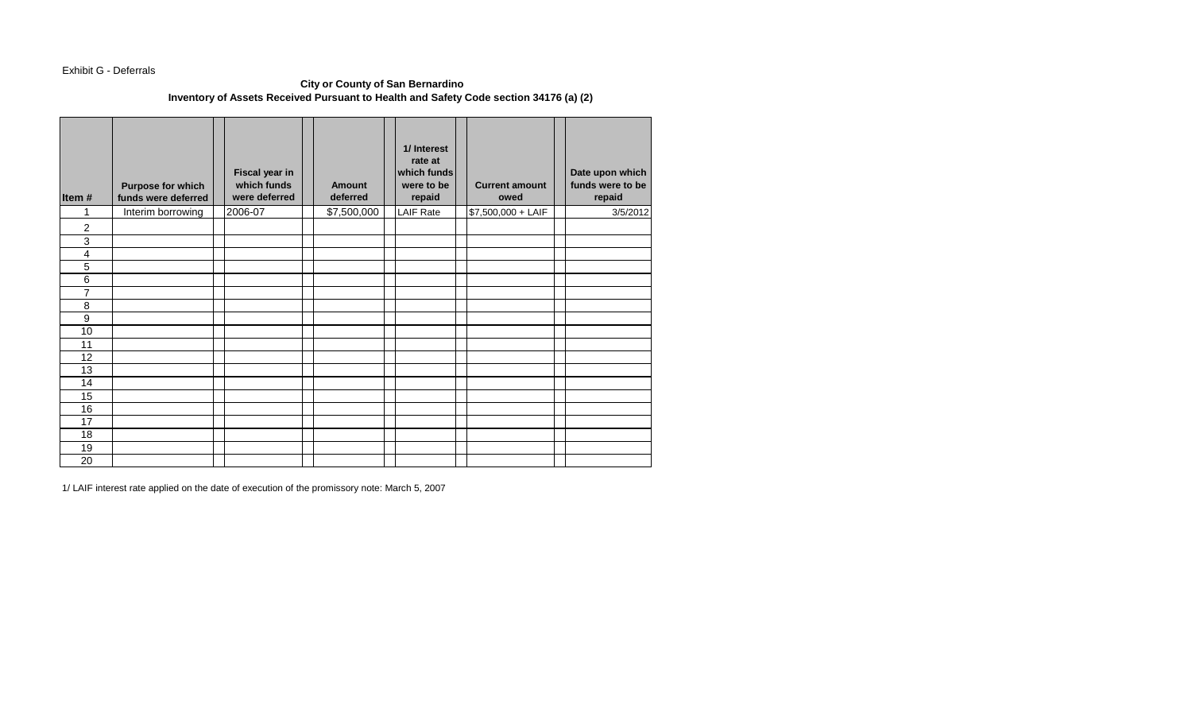Exhibit G - Deferrals

**City or County of San Bernardino**
**Inventory of Assets Received Pursuant to Health and Safety Code section 34176 (a) (2)**

| Item # | Purpose for which funds were deferred | Fiscal year in which funds were deferred | Amount deferred | 1/ Interest rate at which funds were to be repaid | Current amount owed | Date upon which funds were to be repaid |
|---|---|---|---|---|---|---|
| 1 | Interim borrowing | 2006-07 | $7,500,000 | LAIF Rate | $7,500,000 + LAIF | 3/5/2012 |
| 2 | | | | | | |
| 3 | | | | | | |
| 4 | | | | | | |
| 5 | | | | | | |
| 6 | | | | | | |
| 7 | | | | | | |
| 8 | | | | | | |
| 9 | | | | | | |
| 10 | | | | | | |
| 11 | | | | | | |
| 12 | | | | | | |
| 13 | | | | | | |
| 14 | | | | | | |
| 15 | | | | | | |
| 16 | | | | | | |
| 17 | | | | | | |
| 18 | | | | | | |
| 19 | | | | | | |
| 20 | | | | | | |

1/ LAIF interest rate applied on the date of execution of the promissory note: March 5, 2007